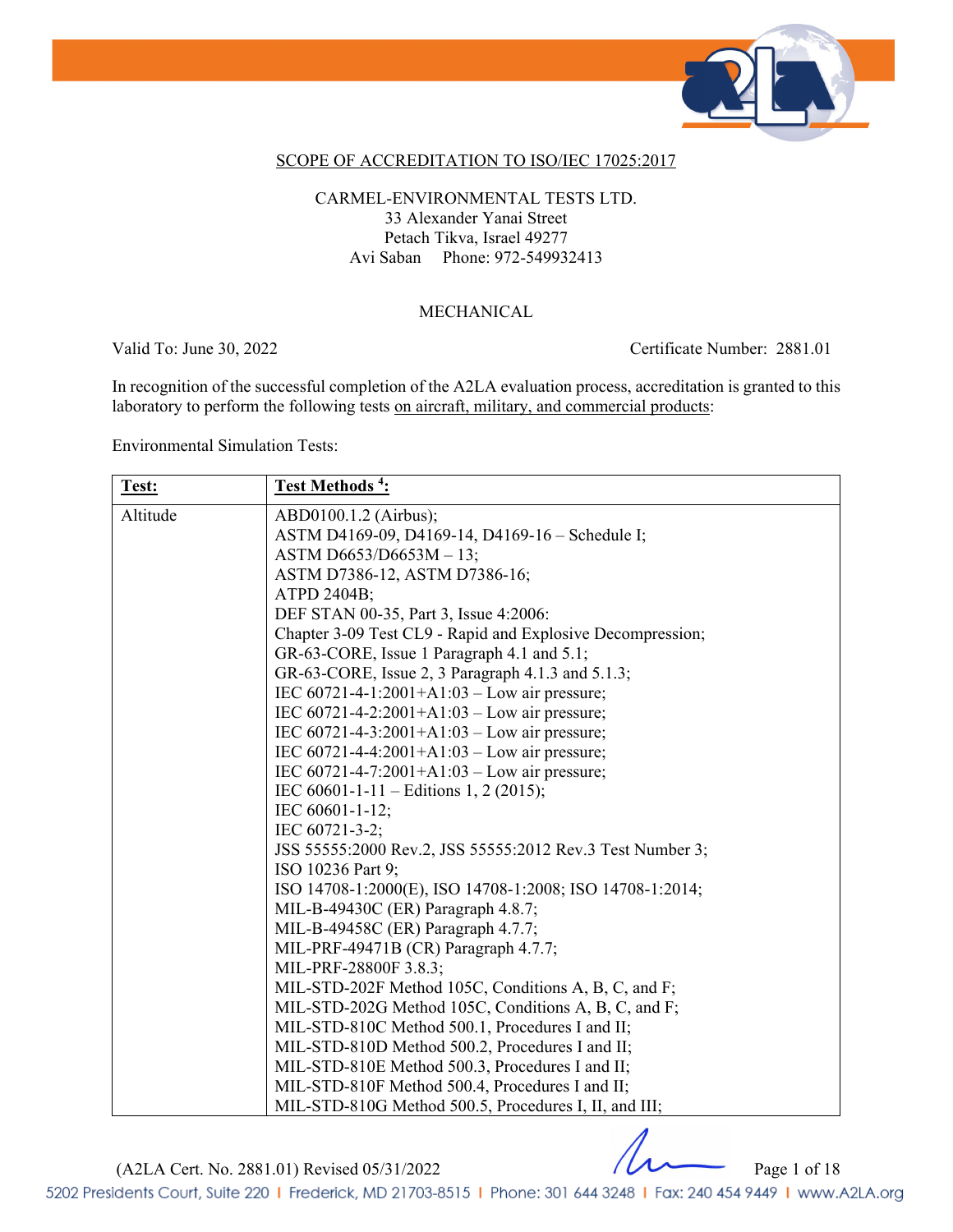SCOPE OF ACCREDITATION TO ISO/IEC 17025:2017

CARMEL-ENVIRONMENTAL TESTS LTD.
33 Alexander Yanai Street
Petach Tikva, Israel 49277
Avi Saban    Phone: 972-549932413

MECHANICAL

Valid To: June 30, 2022    Certificate Number: 2881.01

In recognition of the successful completion of the A2LA evaluation process, accreditation is granted to this laboratory to perform the following tests on aircraft, military, and commercial products:

Environmental Simulation Tests:

| **Test:** | **Test Methods [4]:** |
|---|---|
| Altitude | ABD0100.1.2 (Airbus);<br>ASTM D4169-09, D4169-14, D4169-16 – Schedule I;<br>ASTM D6653/D6653M – 13;<br>ASTM D7386-12, ASTM D7386-16;<br>ATPD 2404B;<br>DEF STAN 00-35, Part 3, Issue 4:2006:<br>Chapter 3-09 Test CL9 - Rapid and Explosive Decompression;<br>GR-63-CORE, Issue 1 Paragraph 4.1 and 5.1;<br>GR-63-CORE, Issue 2, 3 Paragraph 4.1.3 and 5.1.3;<br>IEC 60721-4-1:2001+A1:03 – Low air pressure;<br>IEC 60721-4-2:2001+A1:03 – Low air pressure;<br>IEC 60721-4-3:2001+A1:03 – Low air pressure;<br>IEC 60721-4-4:2001+A1:03 – Low air pressure;<br>IEC 60721-4-7:2001+A1:03 – Low air pressure;<br>IEC 60601-1-11 – Editions 1, 2 (2015);<br>IEC 60601-1-12;<br>IEC 60721-3-2;<br>JSS 55555:2000 Rev.2, JSS 55555:2012 Rev.3 Test Number 3;<br>ISO 10236 Part 9;<br>ISO 14708-1:2000(E), ISO 14708-1:2008; ISO 14708-1:2014;<br>MIL-B-49430C (ER) Paragraph 4.8.7;<br>MIL-B-49458C (ER) Paragraph 4.7.7;<br>MIL-PRF-49471B (CR) Paragraph 4.7.7;<br>MIL-PRF-28800F 3.8.3;<br>MIL-STD-202F Method 105C, Conditions A, B, C, and F;<br>MIL-STD-202G Method 105C, Conditions A, B, C, and F;<br>MIL-STD-810C Method 500.1, Procedures I and II;<br>MIL-STD-810D Method 500.2, Procedures I and II;<br>MIL-STD-810E Method 500.3, Procedures I and II;<br>MIL-STD-810F Method 500.4, Procedures I and II;<br>MIL-STD-810G Method 500.5, Procedures I, II, and III; |

(A2LA Cert. No. 2881.01) Revised 05/31/2022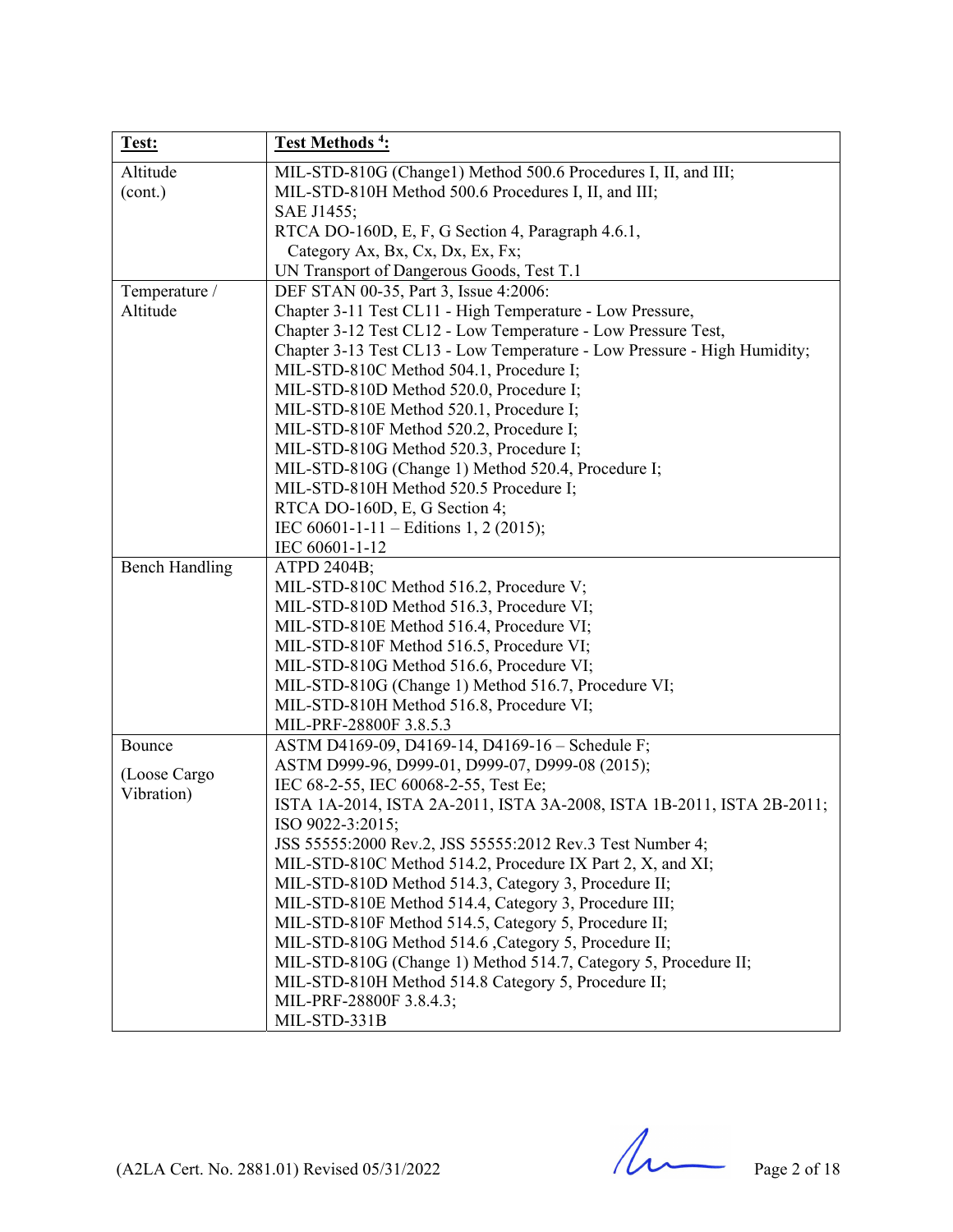| **Test:** | **Test Methods [4]:** |
|---|---|
| Altitude (cont.) | MIL-STD-810G (Change1) Method 500.6 Procedures I, II, and III;<br>MIL-STD-810H Method 500.6 Procedures I, II, and III;<br>SAE J1455;<br>RTCA DO-160D, E, F, G Section 4, Paragraph 4.6.1, Category Ax, Bx, Cx, Dx, Ex, Fx;<br>UN Transport of Dangerous Goods, Test T.1 |
| Temperature / Altitude | DEF STAN 00-35, Part 3, Issue 4:2006:<br>Chapter 3-11 Test CL11 - High Temperature - Low Pressure,<br>Chapter 3-12 Test CL12 - Low Temperature - Low Pressure Test,<br>Chapter 3-13 Test CL13 - Low Temperature - Low Pressure - High Humidity;<br>MIL-STD-810C Method 504.1, Procedure I;<br>MIL-STD-810D Method 520.0, Procedure I;<br>MIL-STD-810E Method 520.1, Procedure I;<br>MIL-STD-810F Method 520.2, Procedure I;<br>MIL-STD-810G Method 520.3, Procedure I;<br>MIL-STD-810G (Change 1) Method 520.4, Procedure I;<br>MIL-STD-810H Method 520.5 Procedure I;<br>RTCA DO-160D, E, G Section 4;<br>IEC 60601-1-11 – Editions 1, 2 (2015);<br>IEC 60601-1-12 |
| Bench Handling | ATPD 2404B;<br>MIL-STD-810C Method 516.2, Procedure V;<br>MIL-STD-810D Method 516.3, Procedure VI;<br>MIL-STD-810E Method 516.4, Procedure VI;<br>MIL-STD-810F Method 516.5, Procedure VI;<br>MIL-STD-810G Method 516.6, Procedure VI;<br>MIL-STD-810G (Change 1) Method 516.7, Procedure VI;<br>MIL-STD-810H Method 516.8, Procedure VI;<br>MIL-PRF-28800F 3.8.5.3 |
| Bounce<br><br>(Loose Cargo Vibration) | ASTM D4169-09, D4169-14, D4169-16 – Schedule F;<br>ASTM D999-96, D999-01, D999-07, D999-08 (2015);<br>IEC 68-2-55, IEC 60068-2-55, Test Ee;<br>ISTA 1A-2014, ISTA 2A-2011, ISTA 3A-2008, ISTA 1B-2011, ISTA 2B-2011;<br>ISO 9022-3:2015;<br>JSS 55555:2000 Rev.2, JSS 55555:2012 Rev.3 Test Number 4;<br>MIL-STD-810C Method 514.2, Procedure IX Part 2, X, and XI;<br>MIL-STD-810D Method 514.3, Category 3, Procedure II;<br>MIL-STD-810E Method 514.4, Category 3, Procedure III;<br>MIL-STD-810F Method 514.5, Category 5, Procedure II;<br>MIL-STD-810G Method 514.6 ,Category 5, Procedure II;<br>MIL-STD-810G (Change 1) Method 514.7, Category 5, Procedure II;<br>MIL-STD-810H Method 514.8 Category 5, Procedure II;<br>MIL-PRF-28800F 3.8.4.3;<br>MIL-STD-331B |

(A2LA Cert. No. 2881.01) Revised 05/31/2022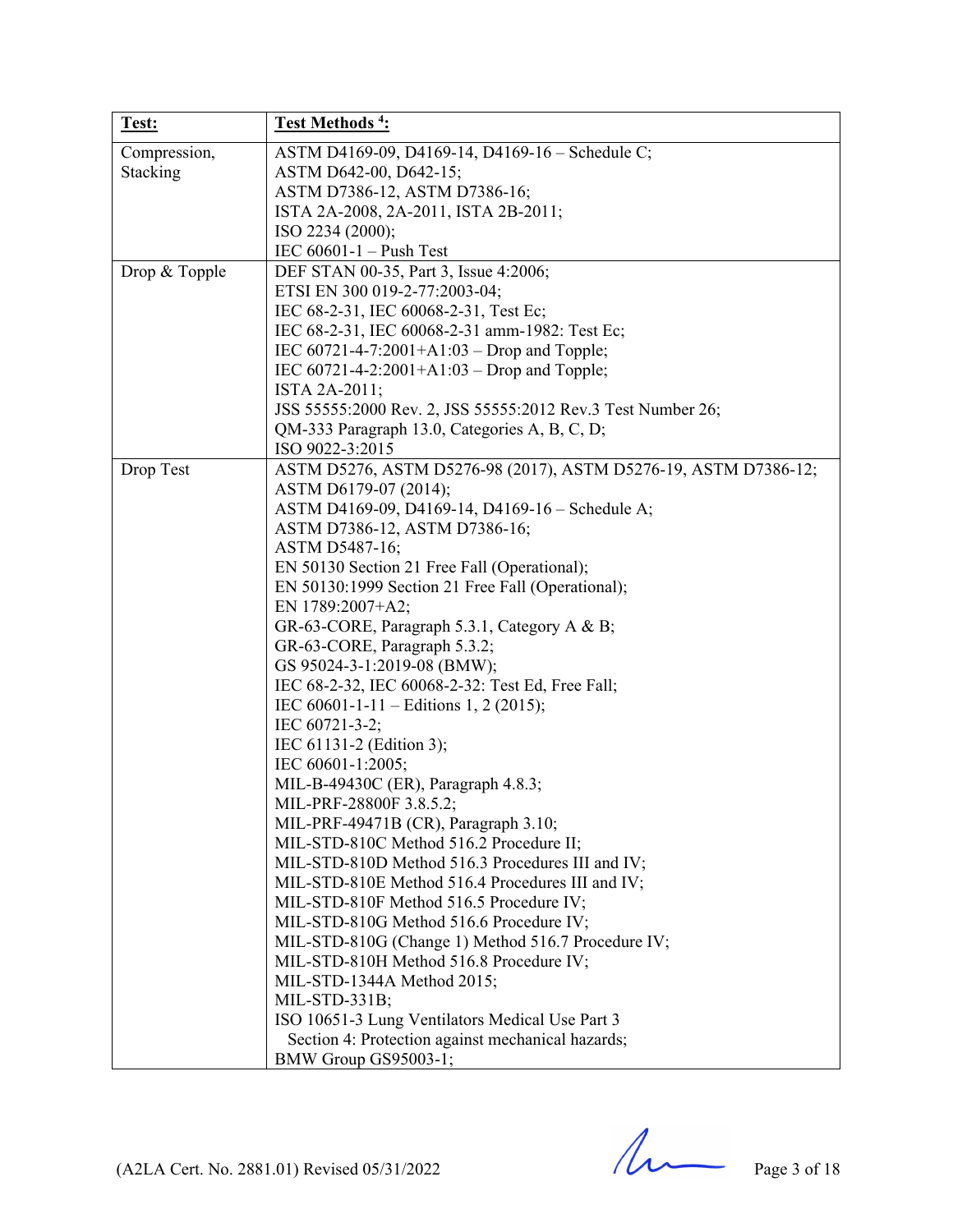| Test: | Test Methods [4]: |
|---|---|
| Compression, Stacking | ASTM D4169-09, D4169-14, D4169-16 – Schedule C;<br>ASTM D642-00, D642-15;<br>ASTM D7386-12, ASTM D7386-16;<br>ISTA 2A-2008, 2A-2011, ISTA 2B-2011;<br>ISO 2234 (2000);<br>IEC 60601-1 – Push Test |
| Drop & Topple | DEF STAN 00-35, Part 3, Issue 4:2006;<br>ETSI EN 300 019-2-77:2003-04;<br>IEC 68-2-31, IEC 60068-2-31, Test Ec;<br>IEC 68-2-31, IEC 60068-2-31 amm-1982: Test Ec;<br>IEC 60721-4-7:2001+A1:03 – Drop and Topple;<br>IEC 60721-4-2:2001+A1:03 – Drop and Topple;<br>ISTA 2A-2011;<br>JSS 55555:2000 Rev. 2, JSS 55555:2012 Rev.3 Test Number 26;<br>QM-333 Paragraph 13.0, Categories A, B, C, D;<br>ISO 9022-3:2015 |
| Drop Test | ASTM D5276, ASTM D5276-98 (2017), ASTM D5276-19, ASTM D7386-12;<br>ASTM D6179-07 (2014);<br>ASTM D4169-09, D4169-14, D4169-16 – Schedule A;<br>ASTM D7386-12, ASTM D7386-16;<br>ASTM D5487-16;<br>EN 50130 Section 21 Free Fall (Operational);<br>EN 50130:1999 Section 21 Free Fall (Operational);<br>EN 1789:2007+A2;<br>GR-63-CORE, Paragraph 5.3.1, Category A & B;<br>GR-63-CORE, Paragraph 5.3.2;<br>GS 95024-3-1:2019-08 (BMW);<br>IEC 68-2-32, IEC 60068-2-32: Test Ed, Free Fall;<br>IEC 60601-1-11 – Editions 1, 2 (2015);<br>IEC 60721-3-2;<br>IEC 61131-2 (Edition 3);<br>IEC 60601-1:2005;<br>MIL-B-49430C (ER), Paragraph 4.8.3;<br>MIL-PRF-28800F 3.8.5.2;<br>MIL-PRF-49471B (CR), Paragraph 3.10;<br>MIL-STD-810C Method 516.2 Procedure II;<br>MIL-STD-810D Method 516.3 Procedures III and IV;<br>MIL-STD-810E Method 516.4 Procedures III and IV;<br>MIL-STD-810F Method 516.5 Procedure IV;<br>MIL-STD-810G Method 516.6 Procedure IV;<br>MIL-STD-810G (Change 1) Method 516.7 Procedure IV;<br>MIL-STD-810H Method 516.8 Procedure IV;<br>MIL-STD-1344A Method 2015;<br>MIL-STD-331B;<br>ISO 10651-3 Lung Ventilators Medical Use Part 3 Section 4: Protection against mechanical hazards;<br>BMW Group GS95003-1; |

(A2LA Cert. No. 2881.01) Revised 05/31/2022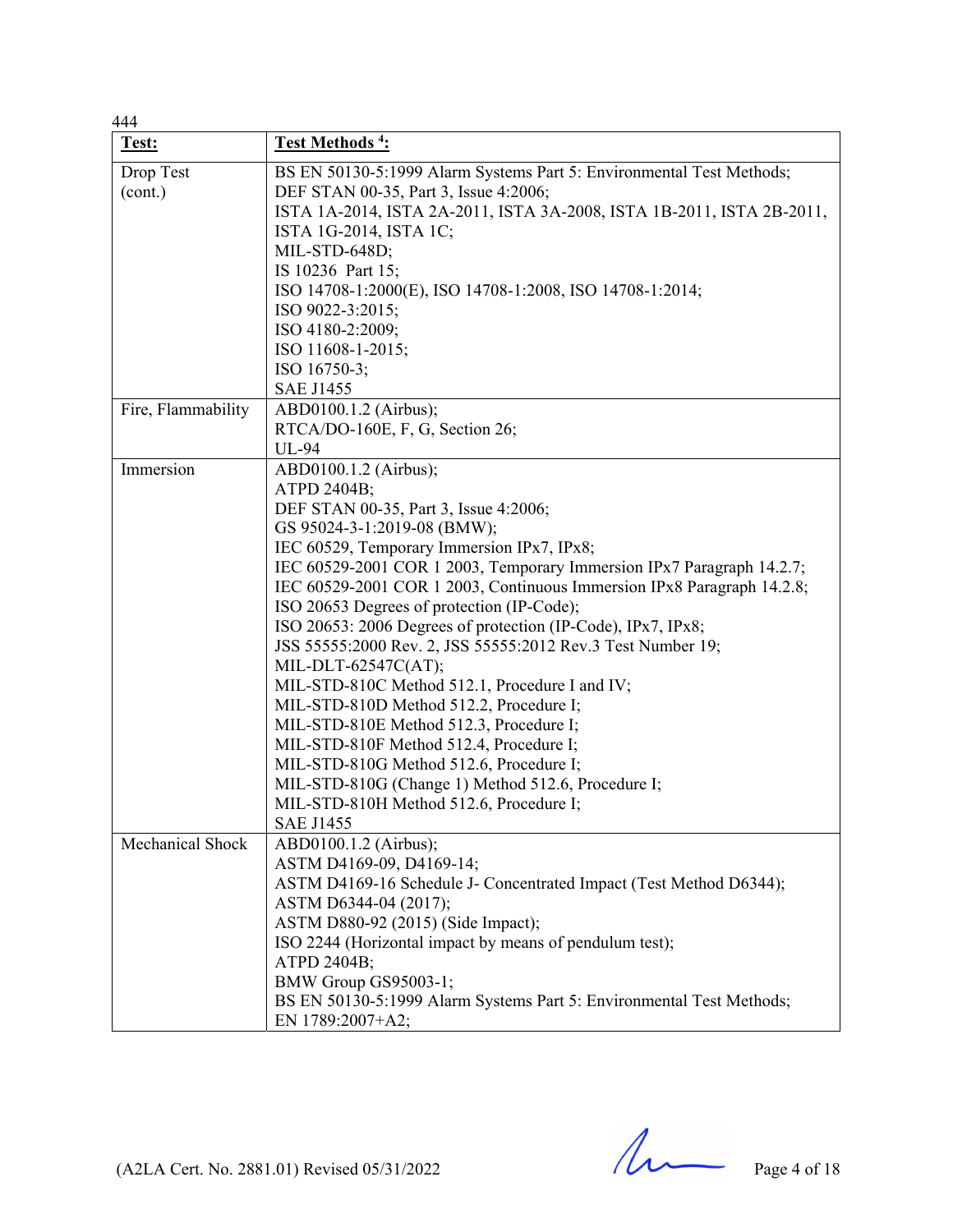444

| Test: | Test Methods [4]: |
|---|---|
| Drop Test (cont.) | BS EN 50130-5:1999 Alarm Systems Part 5: Environmental Test Methods;<br>DEF STAN 00-35, Part 3, Issue 4:2006;<br>ISTA 1A-2014, ISTA 2A-2011, ISTA 3A-2008, ISTA 1B-2011, ISTA 2B-2011, ISTA 1G-2014, ISTA 1C;<br>MIL-STD-648D;<br>IS 10236 Part 15;<br>ISO 14708-1:2000(E), ISO 14708-1:2008, ISO 14708-1:2014;<br>ISO 9022-3:2015;<br>ISO 4180-2:2009;<br>ISO 11608-1-2015;<br>ISO 16750-3;<br>SAE J1455 |
| Fire, Flammability | ABD0100.1.2 (Airbus);<br>RTCA/DO-160E, F, G, Section 26;<br>UL-94 |
| Immersion | ABD0100.1.2 (Airbus);<br>ATPD 2404B;<br>DEF STAN 00-35, Part 3, Issue 4:2006;<br>GS 95024-3-1:2019-08 (BMW);<br>IEC 60529, Temporary Immersion IPx7, IPx8;<br>IEC 60529-2001 COR 1 2003, Temporary Immersion IPx7 Paragraph 14.2.7;<br>IEC 60529-2001 COR 1 2003, Continuous Immersion IPx8 Paragraph 14.2.8;<br>ISO 20653 Degrees of protection (IP-Code);<br>ISO 20653: 2006 Degrees of protection (IP-Code), IPx7, IPx8;<br>JSS 55555:2000 Rev. 2, JSS 55555:2012 Rev.3 Test Number 19;<br>MIL-DLT-62547C(AT);<br>MIL-STD-810C Method 512.1, Procedure I and IV;<br>MIL-STD-810D Method 512.2, Procedure I;<br>MIL-STD-810E Method 512.3, Procedure I;<br>MIL-STD-810F Method 512.4, Procedure I;<br>MIL-STD-810G Method 512.6, Procedure I;<br>MIL-STD-810G (Change 1) Method 512.6, Procedure I;<br>MIL-STD-810H Method 512.6, Procedure I;<br>SAE J1455 |
| Mechanical Shock | ABD0100.1.2 (Airbus);<br>ASTM D4169-09, D4169-14;<br>ASTM D4169-16 Schedule J- Concentrated Impact (Test Method D6344);<br>ASTM D6344-04 (2017);<br>ASTM D880-92 (2015) (Side Impact);<br>ISO 2244 (Horizontal impact by means of pendulum test);<br>ATPD 2404B;<br>BMW Group GS95003-1;<br>BS EN 50130-5:1999 Alarm Systems Part 5: Environmental Test Methods;<br>EN 1789:2007+A2; |

(A2LA Cert. No. 2881.01) Revised 05/31/2022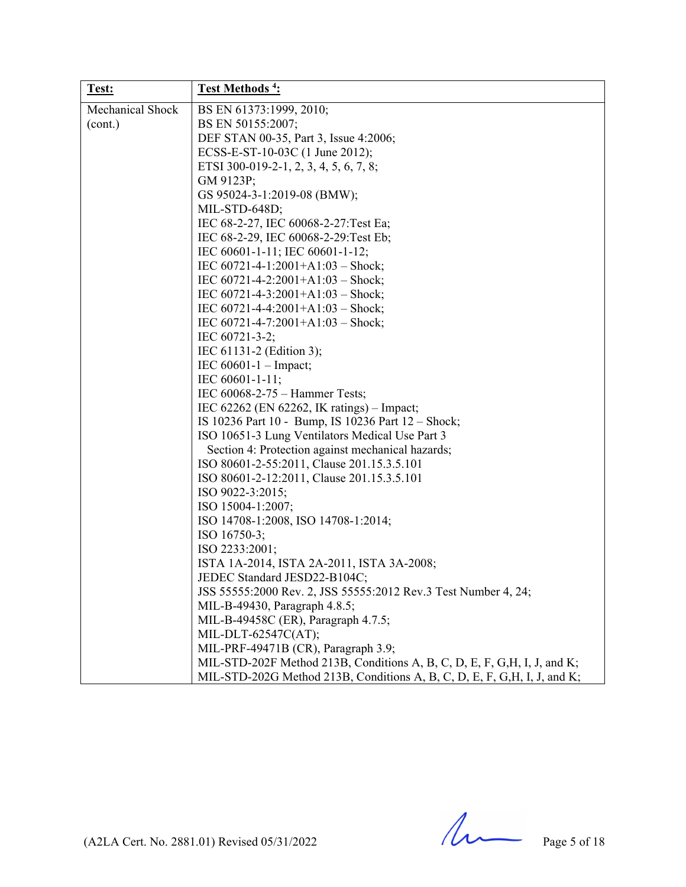| Test: | Test Methods [4]: |
| --- | --- |
| Mechanical Shock (cont.) | BS EN 61373:1999, 2010;<br>BS EN 50155:2007;<br>DEF STAN 00-35, Part 3, Issue 4:2006;<br>ECSS-E-ST-10-03C (1 June 2012);<br>ETSI 300-019-2-1, 2, 3, 4, 5, 6, 7, 8;<br>GM 9123P;<br>GS 95024-3-1:2019-08 (BMW);<br>MIL-STD-648D;<br>IEC 68-2-27, IEC 60068-2-27:Test Ea;<br>IEC 68-2-29, IEC 60068-2-29:Test Eb;<br>IEC 60601-1-11; IEC 60601-1-12;<br>IEC 60721-4-1:2001+A1:03 – Shock;<br>IEC 60721-4-2:2001+A1:03 – Shock;<br>IEC 60721-4-3:2001+A1:03 – Shock;<br>IEC 60721-4-4:2001+A1:03 – Shock;<br>IEC 60721-4-7:2001+A1:03 – Shock;<br>IEC 60721-3-2;<br>IEC 61131-2 (Edition 3);<br>IEC 60601-1 – Impact;<br>IEC 60601-1-11;<br>IEC 60068-2-75 – Hammer Tests;<br>IEC 62262 (EN 62262, IK ratings) – Impact;<br>IS 10236 Part 10 - Bump, IS 10236 Part 12 – Shock;<br>ISO 10651-3 Lung Ventilators Medical Use Part 3<br>Section 4: Protection against mechanical hazards;<br>ISO 80601-2-55:2011, Clause 201.15.3.5.101<br>ISO 80601-2-12:2011, Clause 201.15.3.5.101<br>ISO 9022-3:2015;<br>ISO 15004-1:2007;<br>ISO 14708-1:2008, ISO 14708-1:2014;<br>ISO 16750-3;<br>ISO 2233:2001;<br>ISTA 1A-2014, ISTA 2A-2011, ISTA 3A-2008;<br>JEDEC Standard JESD22-B104C;<br>JSS 55555:2000 Rev. 2, JSS 55555:2012 Rev.3 Test Number 4, 24;<br>MIL-B-49430, Paragraph 4.8.5;<br>MIL-B-49458C (ER), Paragraph 4.7.5;<br>MIL-DLT-62547C(AT);<br>MIL-PRF-49471B (CR), Paragraph 3.9;<br>MIL-STD-202F Method 213B, Conditions A, B, C, D, E, F, G,H, I, J, and K;<br>MIL-STD-202G Method 213B, Conditions A, B, C, D, E, F, G,H, I, J, and K; |

(A2LA Cert. No. 2881.01) Revised 05/31/2022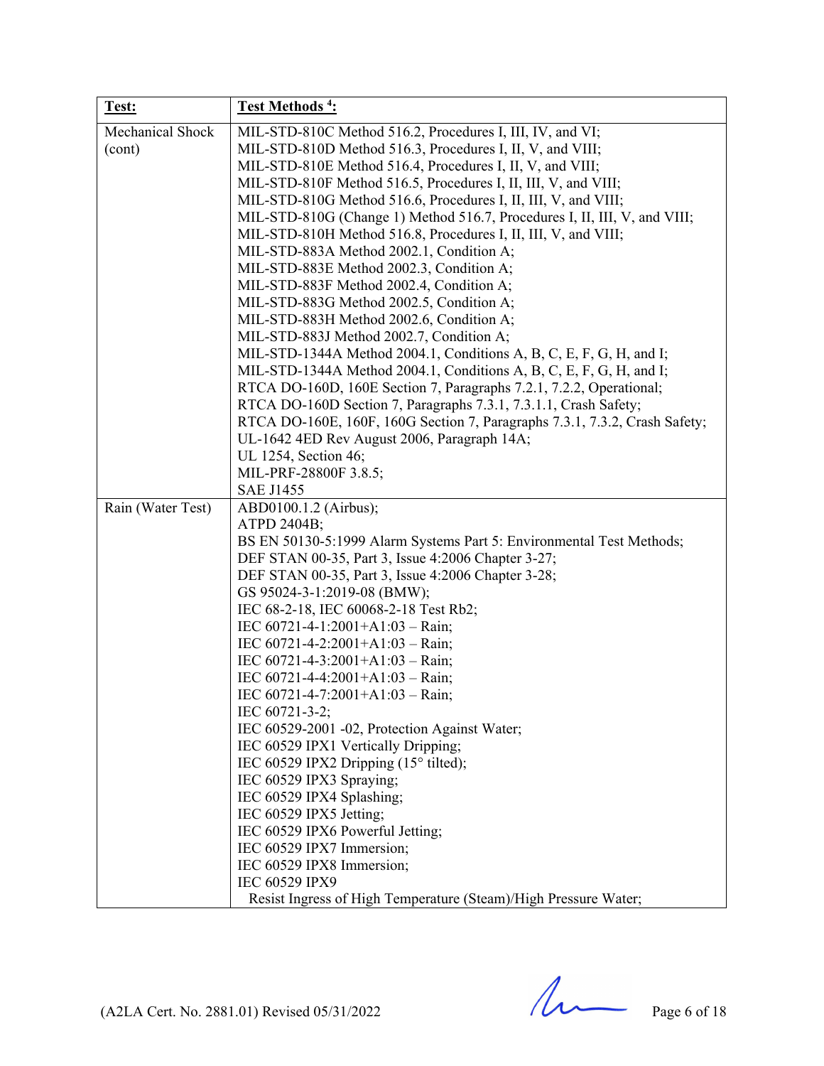| Test: | Test Methods [4]: |
|---|---|
| Mechanical Shock (cont) | MIL-STD-810C Method 516.2, Procedures I, III, IV, and VI;<br>MIL-STD-810D Method 516.3, Procedures I, II, V, and VIII;<br>MIL-STD-810E Method 516.4, Procedures I, II, V, and VIII;<br>MIL-STD-810F Method 516.5, Procedures I, II, III, V, and VIII;<br>MIL-STD-810G Method 516.6, Procedures I, II, III, V, and VIII;<br>MIL-STD-810G (Change 1) Method 516.7, Procedures I, II, III, V, and VIII;<br>MIL-STD-810H Method 516.8, Procedures I, II, III, V, and VIII;<br>MIL-STD-883A Method 2002.1, Condition A;<br>MIL-STD-883E Method 2002.3, Condition A;<br>MIL-STD-883F Method 2002.4, Condition A;<br>MIL-STD-883G Method 2002.5, Condition A;<br>MIL-STD-883H Method 2002.6, Condition A;<br>MIL-STD-883J Method 2002.7, Condition A;<br>MIL-STD-1344A Method 2004.1, Conditions A, B, C, E, F, G, H, and I;<br>MIL-STD-1344A Method 2004.1, Conditions A, B, C, E, F, G, H, and I;<br>RTCA DO-160D, 160E Section 7, Paragraphs 7.2.1, 7.2.2, Operational;<br>RTCA DO-160D Section 7, Paragraphs 7.3.1, 7.3.1.1, Crash Safety;<br>RTCA DO-160E, 160F, 160G Section 7, Paragraphs 7.3.1, 7.3.2, Crash Safety;<br>UL-1642 4ED Rev August 2006, Paragraph 14A;<br>UL 1254, Section 46;<br>MIL-PRF-28800F 3.8.5;<br>SAE J1455 |
| Rain (Water Test) | ABD0100.1.2 (Airbus);<br>ATPD 2404B;<br>BS EN 50130-5:1999 Alarm Systems Part 5: Environmental Test Methods;<br>DEF STAN 00-35, Part 3, Issue 4:2006 Chapter 3-27;<br>DEF STAN 00-35, Part 3, Issue 4:2006 Chapter 3-28;<br>GS 95024-3-1:2019-08 (BMW);<br>IEC 68-2-18, IEC 60068-2-18 Test Rb2;<br>IEC 60721-4-1:2001+A1:03 – Rain;<br>IEC 60721-4-2:2001+A1:03 – Rain;<br>IEC 60721-4-3:2001+A1:03 – Rain;<br>IEC 60721-4-4:2001+A1:03 – Rain;<br>IEC 60721-4-7:2001+A1:03 – Rain;<br>IEC 60721-3-2;<br>IEC 60529-2001 -02, Protection Against Water;<br>IEC 60529 IPX1 Vertically Dripping;<br>IEC 60529 IPX2 Dripping (15° tilted);<br>IEC 60529 IPX3 Spraying;<br>IEC 60529 IPX4 Splashing;<br>IEC 60529 IPX5 Jetting;<br>IEC 60529 IPX6 Powerful Jetting;<br>IEC 60529 IPX7 Immersion;<br>IEC 60529 IPX8 Immersion;<br>IEC 60529 IPX9<br>Resist Ingress of High Temperature (Steam)/High Pressure Water; |

(A2LA Cert. No. 2881.01) Revised 05/31/2022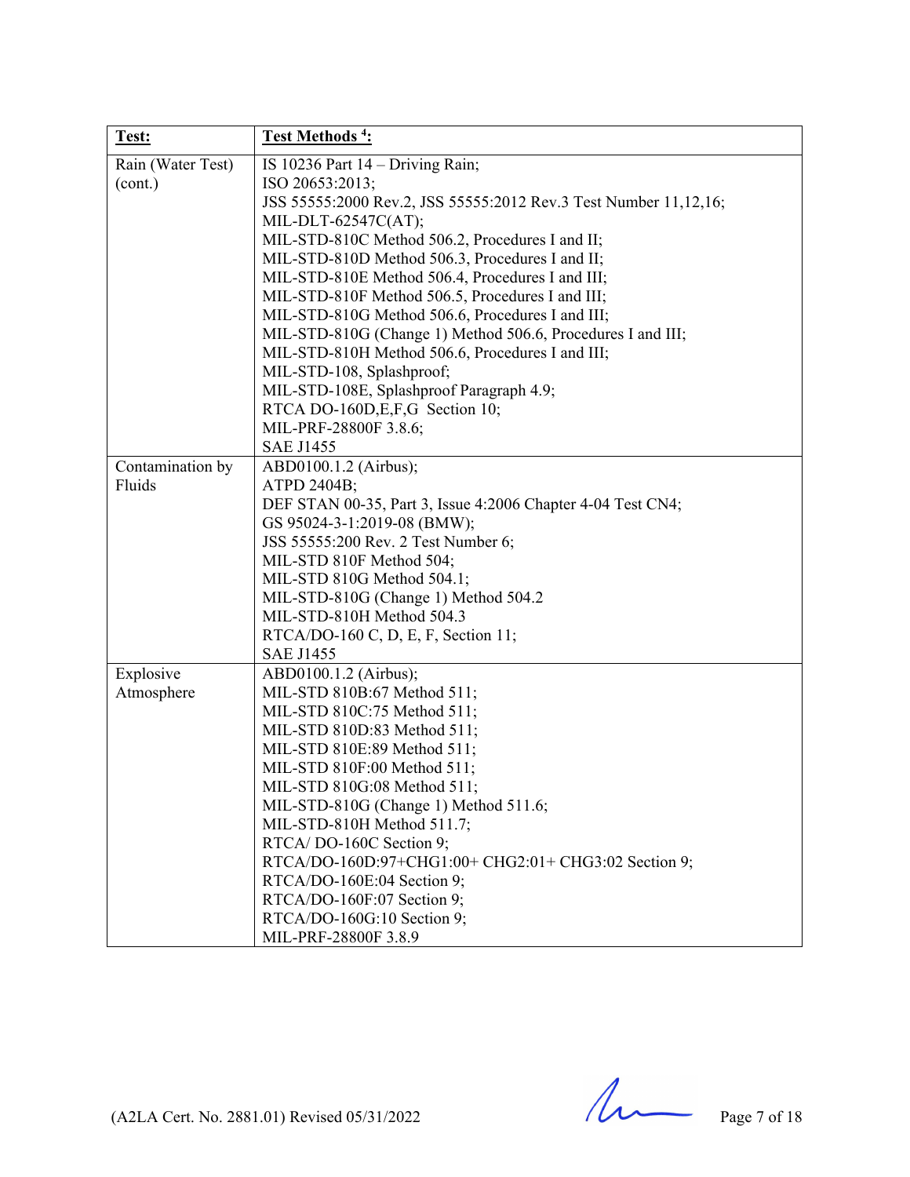| **Test:** | **Test Methods [4]:** |
|---|---|
| Rain (Water Test) (cont.) | IS 10236 Part 14 – Driving Rain;<br>ISO 20653:2013;<br>JSS 55555:2000 Rev.2, JSS 55555:2012 Rev.3 Test Number 11,12,16;<br>MIL-DLT-62547C(AT);<br>MIL-STD-810C Method 506.2, Procedures I and II;<br>MIL-STD-810D Method 506.3, Procedures I and II;<br>MIL-STD-810E Method 506.4, Procedures I and III;<br>MIL-STD-810F Method 506.5, Procedures I and III;<br>MIL-STD-810G Method 506.6, Procedures I and III;<br>MIL-STD-810G (Change 1) Method 506.6, Procedures I and III;<br>MIL-STD-810H Method 506.6, Procedures I and III;<br>MIL-STD-108, Splashproof;<br>MIL-STD-108E, Splashproof Paragraph 4.9;<br>RTCA DO-160D,E,F,G Section 10;<br>MIL-PRF-28800F 3.8.6;<br>SAE J1455 |
| Contamination by Fluids | ABD0100.1.2 (Airbus);<br>ATPD 2404B;<br>DEF STAN 00-35, Part 3, Issue 4:2006 Chapter 4-04 Test CN4;<br>GS 95024-3-1:2019-08 (BMW);<br>JSS 55555:200 Rev. 2 Test Number 6;<br>MIL-STD 810F Method 504;<br>MIL-STD 810G Method 504.1;<br>MIL-STD-810G (Change 1) Method 504.2<br>MIL-STD-810H Method 504.3<br>RTCA/DO-160 C, D, E, F, Section 11;<br>SAE J1455 |
| Explosive Atmosphere | ABD0100.1.2 (Airbus);<br>MIL-STD 810B:67 Method 511;<br>MIL-STD 810C:75 Method 511;<br>MIL-STD 810D:83 Method 511;<br>MIL-STD 810E:89 Method 511;<br>MIL-STD 810F:00 Method 511;<br>MIL-STD 810G:08 Method 511;<br>MIL-STD-810G (Change 1) Method 511.6;<br>MIL-STD-810H Method 511.7;<br>RTCA/ DO-160C Section 9;<br>RTCA/DO-160D:97+CHG1:00+ CHG2:01+ CHG3:02 Section 9;<br>RTCA/DO-160E:04 Section 9;<br>RTCA/DO-160F:07 Section 9;<br>RTCA/DO-160G:10 Section 9;<br>MIL-PRF-28800F 3.8.9 |

(A2LA Cert. No. 2881.01) Revised 05/31/2022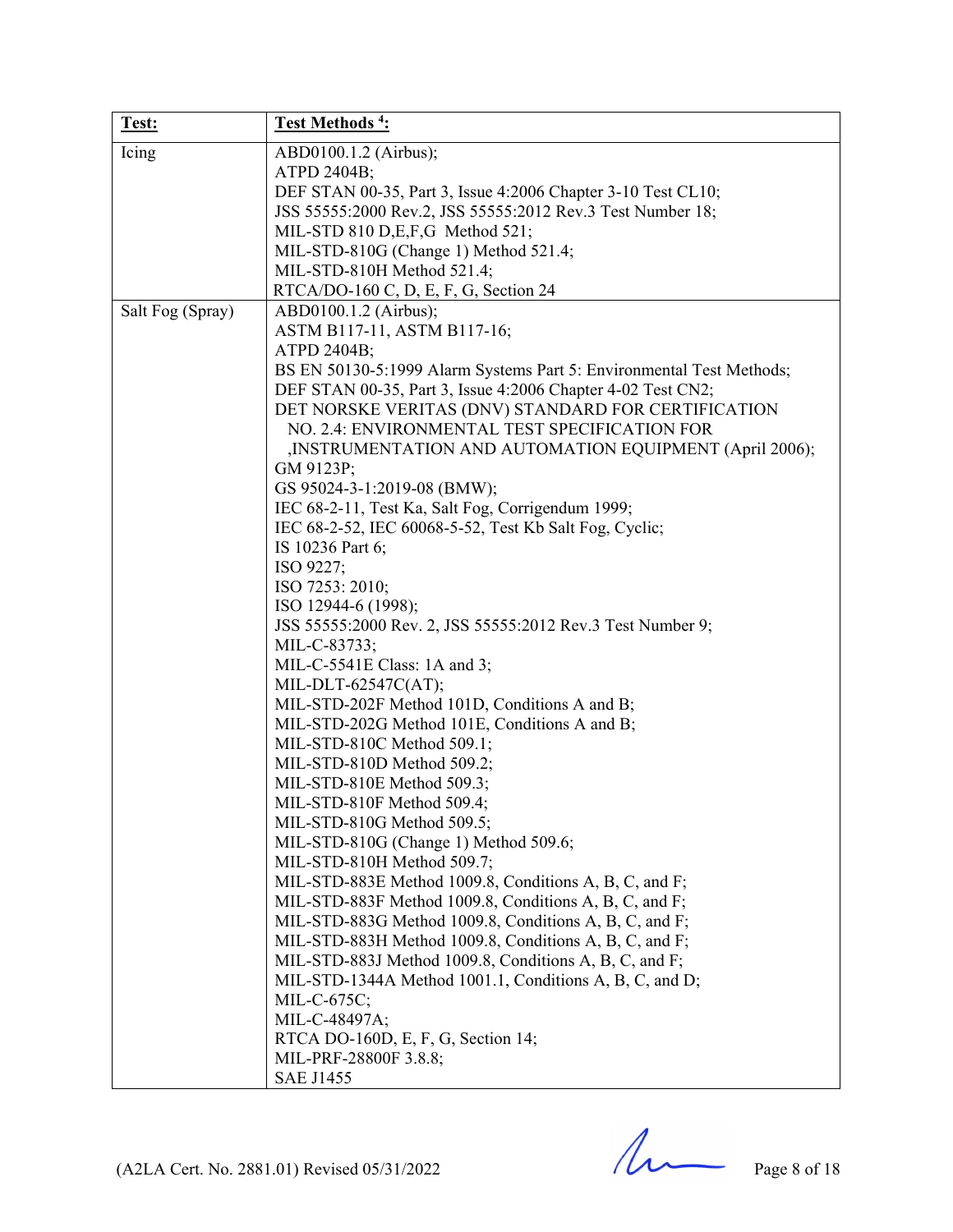| Test: | Test Methods [4]: |
|---|---|
| Icing | ABD0100.1.2 (Airbus);<br>ATPD 2404B;<br>DEF STAN 00-35, Part 3, Issue 4:2006 Chapter 3-10 Test CL10;<br>JSS 55555:2000 Rev.2, JSS 55555:2012 Rev.3 Test Number 18;<br>MIL-STD 810 D,E,F,G Method 521;<br>MIL-STD-810G (Change 1) Method 521.4;<br>MIL-STD-810H Method 521.4;<br>RTCA/DO-160 C, D, E, F, G, Section 24 |
| Salt Fog (Spray) | ABD0100.1.2 (Airbus);<br>ASTM B117-11, ASTM B117-16;<br>ATPD 2404B;<br>BS EN 50130-5:1999 Alarm Systems Part 5: Environmental Test Methods;<br>DEF STAN 00-35, Part 3, Issue 4:2006 Chapter 4-02 Test CN2;<br>DET NORSKE VERITAS (DNV) STANDARD FOR CERTIFICATION NO. 2.4: ENVIRONMENTAL TEST SPECIFICATION FOR ,INSTRUMENTATION AND AUTOMATION EQUIPMENT (April 2006);<br>GM 9123P;<br>GS 95024-3-1:2019-08 (BMW);<br>IEC 68-2-11, Test Ka, Salt Fog, Corrigendum 1999;<br>IEC 68-2-52, IEC 60068-5-52, Test Kb Salt Fog, Cyclic;<br>IS 10236 Part 6;<br>ISO 9227;<br>ISO 7253: 2010;<br>ISO 12944-6 (1998);<br>JSS 55555:2000 Rev. 2, JSS 55555:2012 Rev.3 Test Number 9;<br>MIL-C-83733;<br>MIL-C-5541E Class: 1A and 3;<br>MIL-DLT-62547C(AT);<br>MIL-STD-202F Method 101D, Conditions A and B;<br>MIL-STD-202G Method 101E, Conditions A and B;<br>MIL-STD-810C Method 509.1;<br>MIL-STD-810D Method 509.2;<br>MIL-STD-810E Method 509.3;<br>MIL-STD-810F Method 509.4;<br>MIL-STD-810G Method 509.5;<br>MIL-STD-810G (Change 1) Method 509.6;<br>MIL-STD-810H Method 509.7;<br>MIL-STD-883E Method 1009.8, Conditions A, B, C, and F;<br>MIL-STD-883F Method 1009.8, Conditions A, B, C, and F;<br>MIL-STD-883G Method 1009.8, Conditions A, B, C, and F;<br>MIL-STD-883H Method 1009.8, Conditions A, B, C, and F;<br>MIL-STD-883J Method 1009.8, Conditions A, B, C, and F;<br>MIL-STD-1344A Method 1001.1, Conditions A, B, C, and D;<br>MIL-C-675C;<br>MIL-C-48497A;<br>RTCA DO-160D, E, F, G, Section 14;<br>MIL-PRF-28800F 3.8.8;<br>SAE J1455 |

(A2LA Cert. No. 2881.01) Revised 05/31/2022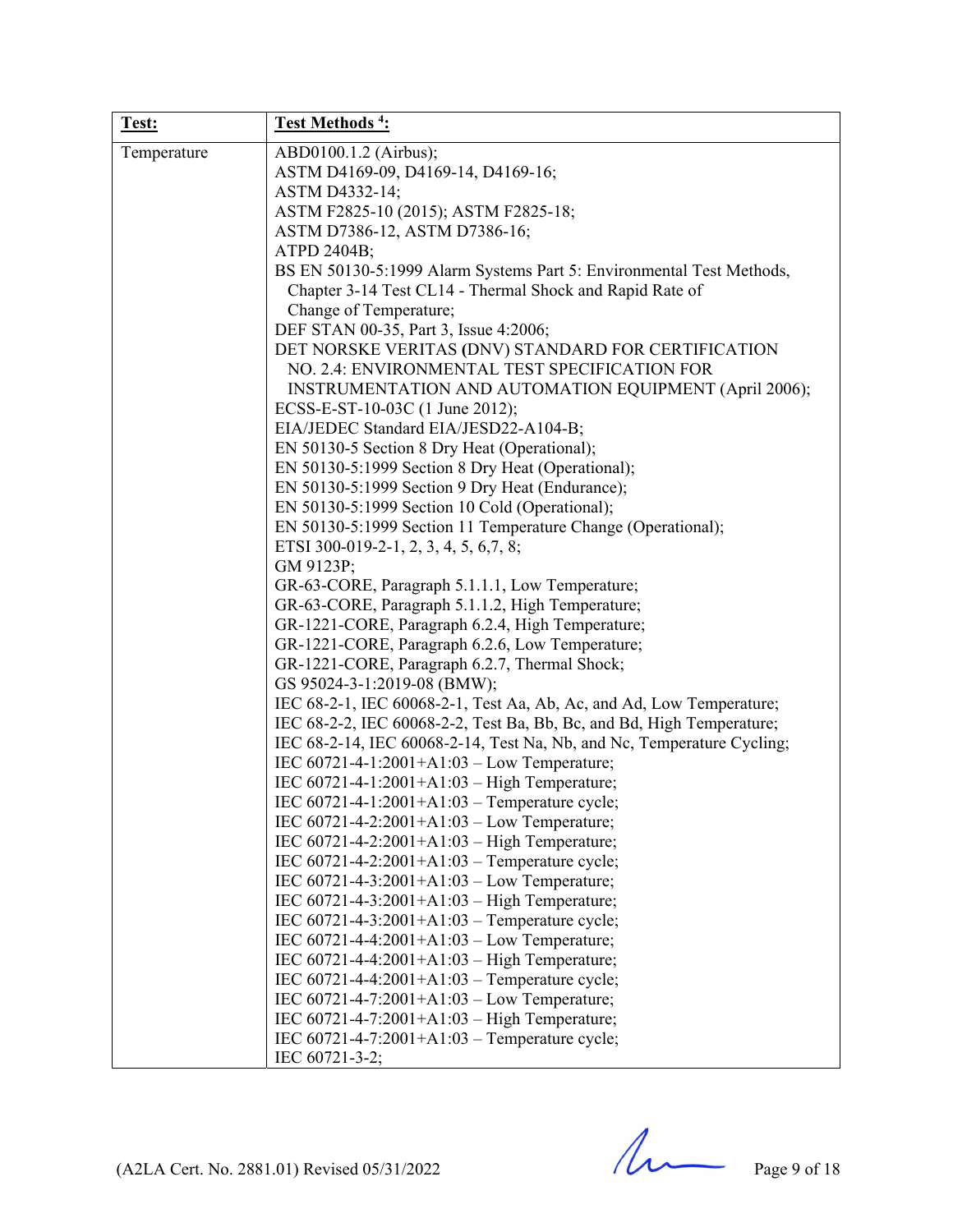| Test: | Test Methods [4]: |
|---|---|
| Temperature | ABD0100.1.2 (Airbus);<br>ASTM D4169-09, D4169-14, D4169-16;<br>ASTM D4332-14;<br>ASTM F2825-10 (2015); ASTM F2825-18;<br>ASTM D7386-12, ASTM D7386-16;<br>ATPD 2404B;<br>BS EN 50130-5:1999 Alarm Systems Part 5: Environmental Test Methods, Chapter 3-14 Test CL14 - Thermal Shock and Rapid Rate of Change of Temperature;<br>DEF STAN 00-35, Part 3, Issue 4:2006;<br>DET NORSKE VERITAS (DNV) STANDARD FOR CERTIFICATION NO. 2.4: ENVIRONMENTAL TEST SPECIFICATION FOR INSTRUMENTATION AND AUTOMATION EQUIPMENT (April 2006);<br>ECSS-E-ST-10-03C (1 June 2012);<br>EIA/JEDEC Standard EIA/JESD22-A104-B;<br>EN 50130-5 Section 8 Dry Heat (Operational);<br>EN 50130-5:1999 Section 8 Dry Heat (Operational);<br>EN 50130-5:1999 Section 9 Dry Heat (Endurance);<br>EN 50130-5:1999 Section 10 Cold (Operational);<br>EN 50130-5:1999 Section 11 Temperature Change (Operational);<br>ETSI 300-019-2-1, 2, 3, 4, 5, 6,7, 8;<br>GM 9123P;<br>GR-63-CORE, Paragraph 5.1.1.1, Low Temperature;<br>GR-63-CORE, Paragraph 5.1.1.2, High Temperature;<br>GR-1221-CORE, Paragraph 6.2.4, High Temperature;<br>GR-1221-CORE, Paragraph 6.2.6, Low Temperature;<br>GR-1221-CORE, Paragraph 6.2.7, Thermal Shock;<br>GS 95024-3-1:2019-08 (BMW);<br>IEC 68-2-1, IEC 60068-2-1, Test Aa, Ab, Ac, and Ad, Low Temperature;<br>IEC 68-2-2, IEC 60068-2-2, Test Ba, Bb, Bc, and Bd, High Temperature;<br>IEC 68-2-14, IEC 60068-2-14, Test Na, Nb, and Nc, Temperature Cycling;<br>IEC 60721-4-1:2001+A1:03 – Low Temperature;<br>IEC 60721-4-1:2001+A1:03 – High Temperature;<br>IEC 60721-4-1:2001+A1:03 – Temperature cycle;<br>IEC 60721-4-2:2001+A1:03 – Low Temperature;<br>IEC 60721-4-2:2001+A1:03 – High Temperature;<br>IEC 60721-4-2:2001+A1:03 – Temperature cycle;<br>IEC 60721-4-3:2001+A1:03 – Low Temperature;<br>IEC 60721-4-3:2001+A1:03 – High Temperature;<br>IEC 60721-4-3:2001+A1:03 – Temperature cycle;<br>IEC 60721-4-4:2001+A1:03 – Low Temperature;<br>IEC 60721-4-4:2001+A1:03 – High Temperature;<br>IEC 60721-4-4:2001+A1:03 – Temperature cycle;<br>IEC 60721-4-7:2001+A1:03 – Low Temperature;<br>IEC 60721-4-7:2001+A1:03 – High Temperature;<br>IEC 60721-4-7:2001+A1:03 – Temperature cycle;<br>IEC 60721-3-2; |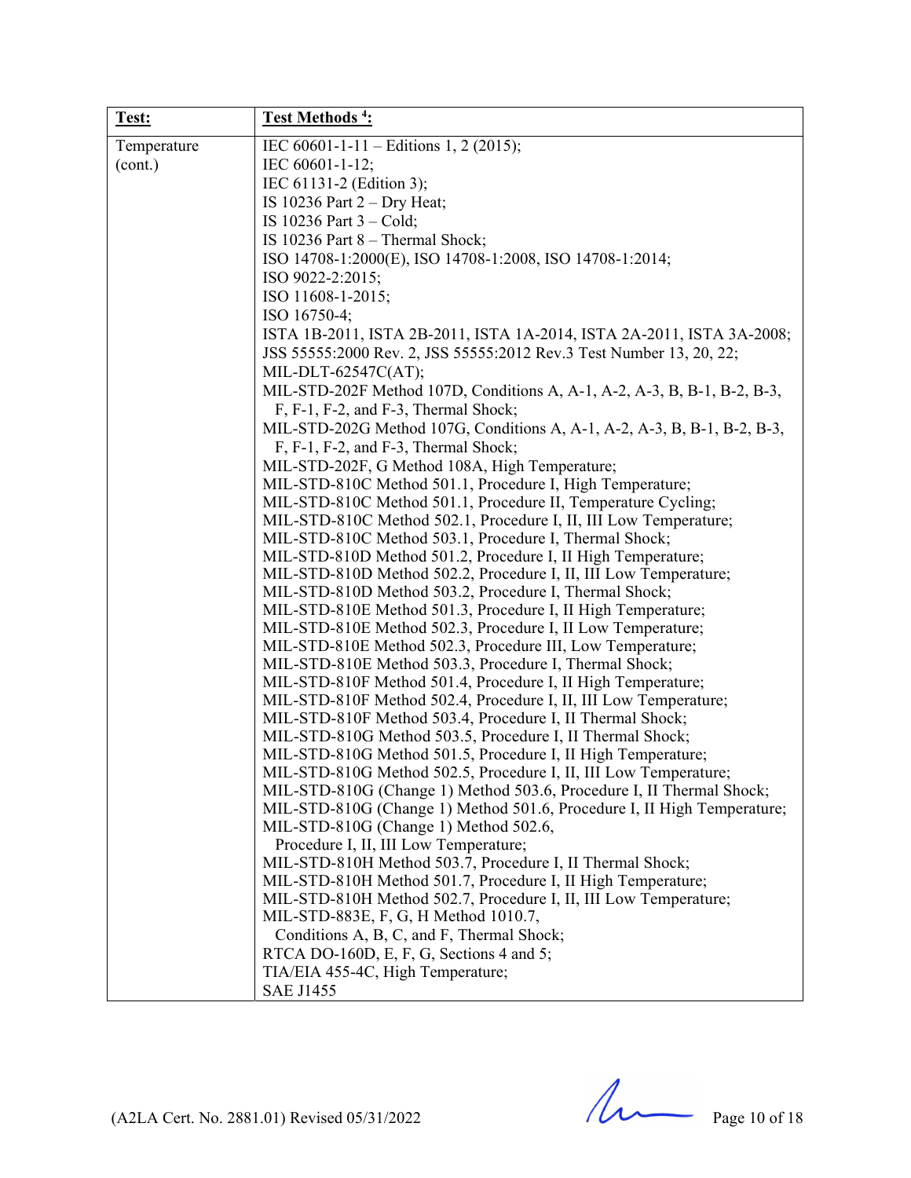| Test: | Test Methods [4]: |
|---|---|
| Temperature (cont.) | IEC 60601-1-11 – Editions 1, 2 (2015);<br>IEC 60601-1-12;<br>IEC 61131-2 (Edition 3);<br>IS 10236 Part 2 – Dry Heat;<br>IS 10236 Part 3 – Cold;<br>IS 10236 Part 8 – Thermal Shock;<br>ISO 14708-1:2000(E), ISO 14708-1:2008, ISO 14708-1:2014;<br>ISO 9022-2:2015;<br>ISO 11608-1-2015;<br>ISO 16750-4;<br>ISTA 1B-2011, ISTA 2B-2011, ISTA 1A-2014, ISTA 2A-2011, ISTA 3A-2008;<br>JSS 55555:2000 Rev. 2, JSS 55555:2012 Rev.3 Test Number 13, 20, 22;<br>MIL-DLT-62547C(AT);<br>MIL-STD-202F Method 107D, Conditions A, A-1, A-2, A-3, B, B-1, B-2, B-3, F, F-1, F-2, and F-3, Thermal Shock;<br>MIL-STD-202G Method 107G, Conditions A, A-1, A-2, A-3, B, B-1, B-2, B-3, F, F-1, F-2, and F-3, Thermal Shock;<br>MIL-STD-202F, G Method 108A, High Temperature;<br>MIL-STD-810C Method 501.1, Procedure I, High Temperature;<br>MIL-STD-810C Method 501.1, Procedure II, Temperature Cycling;<br>MIL-STD-810C Method 502.1, Procedure I, II, III Low Temperature;<br>MIL-STD-810C Method 503.1, Procedure I, Thermal Shock;<br>MIL-STD-810D Method 501.2, Procedure I, II High Temperature;<br>MIL-STD-810D Method 502.2, Procedure I, II, III Low Temperature;<br>MIL-STD-810D Method 503.2, Procedure I, Thermal Shock;<br>MIL-STD-810E Method 501.3, Procedure I, II High Temperature;<br>MIL-STD-810E Method 502.3, Procedure I, II Low Temperature;<br>MIL-STD-810E Method 502.3, Procedure III, Low Temperature;<br>MIL-STD-810E Method 503.3, Procedure I, Thermal Shock;<br>MIL-STD-810F Method 501.4, Procedure I, II High Temperature;<br>MIL-STD-810F Method 502.4, Procedure I, II, III Low Temperature;<br>MIL-STD-810F Method 503.4, Procedure I, II Thermal Shock;<br>MIL-STD-810G Method 503.5, Procedure I, II Thermal Shock;<br>MIL-STD-810G Method 501.5, Procedure I, II High Temperature;<br>MIL-STD-810G Method 502.5, Procedure I, II, III Low Temperature;<br>MIL-STD-810G (Change 1) Method 503.6, Procedure I, II Thermal Shock;<br>MIL-STD-810G (Change 1) Method 501.6, Procedure I, II High Temperature;<br>MIL-STD-810G (Change 1) Method 502.6, Procedure I, II, III Low Temperature;<br>MIL-STD-810H Method 503.7, Procedure I, II Thermal Shock;<br>MIL-STD-810H Method 501.7, Procedure I, II High Temperature;<br>MIL-STD-810H Method 502.7, Procedure I, II, III Low Temperature;<br>MIL-STD-883E, F, G, H Method 1010.7, Conditions A, B, C, and F, Thermal Shock;<br>RTCA DO-160D, E, F, G, Sections 4 and 5;<br>TIA/EIA 455-4C, High Temperature;<br>SAE J1455 |

(A2LA Cert. No. 2881.01) Revised 05/31/2022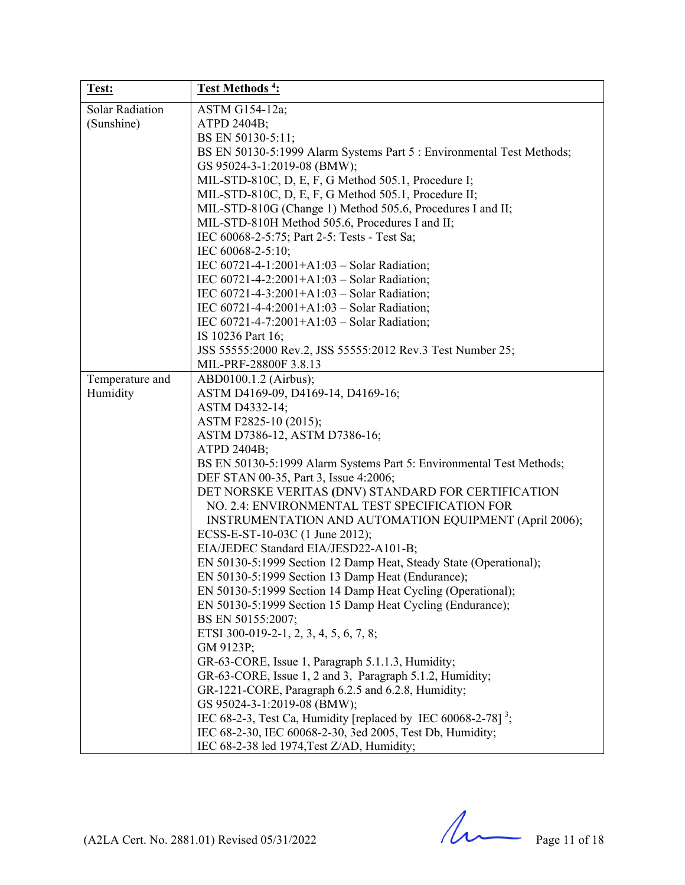| Test: | Test Methods [4]: |
|---|---|
| Solar Radiation (Sunshine) | ASTM G154-12a;<br>ATPD 2404B;<br>BS EN 50130-5:11;<br>BS EN 50130-5:1999 Alarm Systems Part 5 : Environmental Test Methods;<br>GS 95024-3-1:2019-08 (BMW);<br>MIL-STD-810C, D, E, F, G Method 505.1, Procedure I;<br>MIL-STD-810C, D, E, F, G Method 505.1, Procedure II;<br>MIL-STD-810G (Change 1) Method 505.6, Procedures I and II;<br>MIL-STD-810H Method 505.6, Procedures I and II;<br>IEC 60068-2-5:75; Part 2-5: Tests - Test Sa;<br>IEC 60068-2-5:10;<br>IEC 60721-4-1:2001+A1:03 – Solar Radiation;<br>IEC 60721-4-2:2001+A1:03 – Solar Radiation;<br>IEC 60721-4-3:2001+A1:03 – Solar Radiation;<br>IEC 60721-4-4:2001+A1:03 – Solar Radiation;<br>IEC 60721-4-7:2001+A1:03 – Solar Radiation;<br>IS 10236 Part 16;<br>JSS 55555:2000 Rev.2, JSS 55555:2012 Rev.3 Test Number 25;<br>MIL-PRF-28800F 3.8.13 |
| Temperature and Humidity | ABD0100.1.2 (Airbus);<br>ASTM D4169-09, D4169-14, D4169-16;<br>ASTM D4332-14;<br>ASTM F2825-10 (2015);<br>ASTM D7386-12, ASTM D7386-16;<br>ATPD 2404B;<br>BS EN 50130-5:1999 Alarm Systems Part 5: Environmental Test Methods;<br>DEF STAN 00-35, Part 3, Issue 4:2006;<br>DET NORSKE VERITAS (DNV) STANDARD FOR CERTIFICATION NO. 2.4: ENVIRONMENTAL TEST SPECIFICATION FOR INSTRUMENTATION AND AUTOMATION EQUIPMENT (April 2006);<br>ECSS-E-ST-10-03C (1 June 2012);<br>EIA/JEDEC Standard EIA/JESD22-A101-B;<br>EN 50130-5:1999 Section 12 Damp Heat, Steady State (Operational);<br>EN 50130-5:1999 Section 13 Damp Heat (Endurance);<br>EN 50130-5:1999 Section 14 Damp Heat Cycling (Operational);<br>EN 50130-5:1999 Section 15 Damp Heat Cycling (Endurance);<br>BS EN 50155:2007;<br>ETSI 300-019-2-1, 2, 3, 4, 5, 6, 7, 8;<br>GM 9123P;<br>GR-63-CORE, Issue 1, Paragraph 5.1.1.3, Humidity;<br>GR-63-CORE, Issue 1, 2 and 3, Paragraph 5.1.2, Humidity;<br>GR-1221-CORE, Paragraph 6.2.5 and 6.2.8, Humidity;<br>GS 95024-3-1:2019-08 (BMW);<br>IEC 68-2-3, Test Ca, Humidity [replaced by IEC 60068-2-78] [3];<br>IEC 68-2-30, IEC 60068-2-30, 3ed 2005, Test Db, Humidity;<br>IEC 68-2-38 led 1974,Test Z/AD, Humidity; |

(A2LA Cert. No. 2881.01) Revised 05/31/2022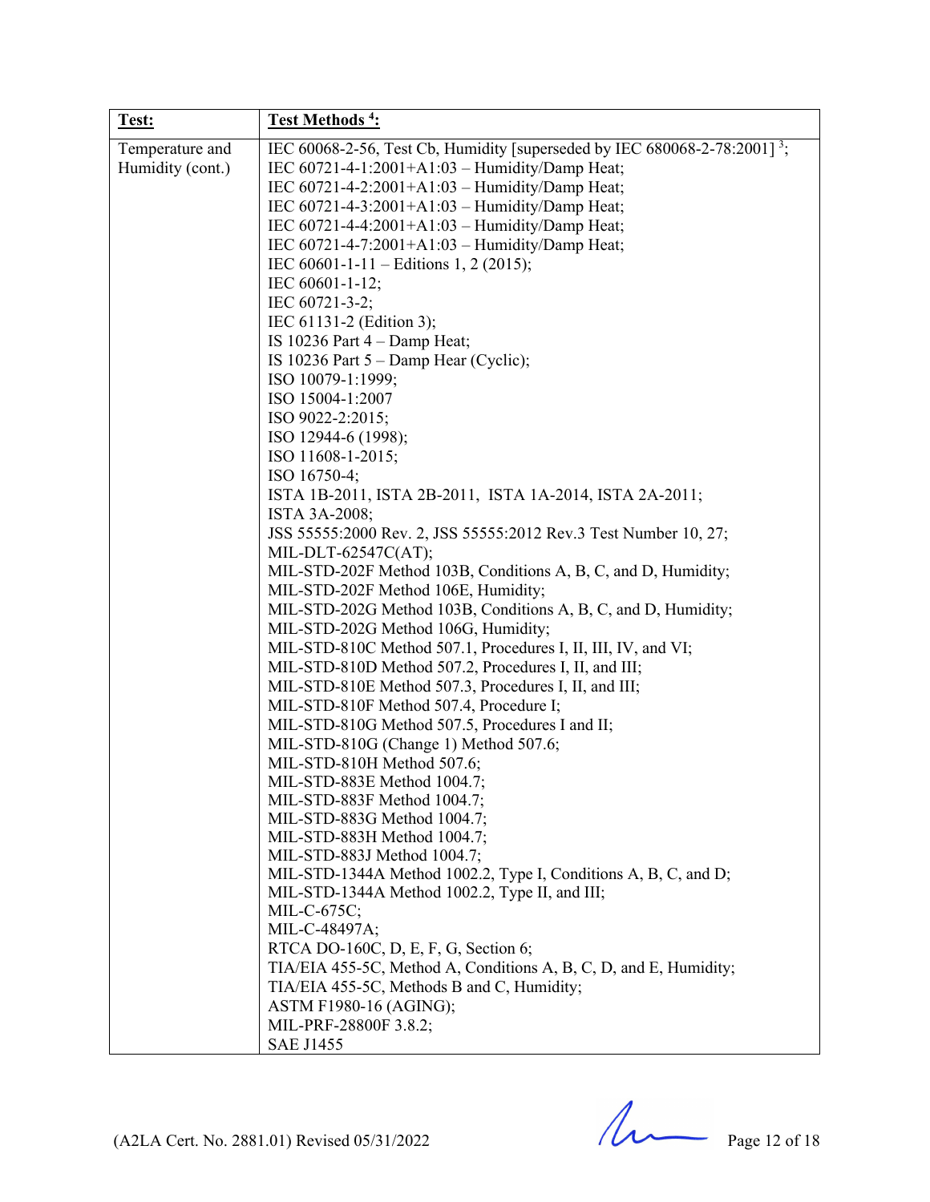| Test: | Test Methods [4]: |
|---|---|
| Temperature and Humidity (cont.) | IEC 60068-2-56, Test Cb, Humidity [superseded by IEC 680068-2-78:2001] [3];<br>IEC 60721-4-1:2001+A1:03 – Humidity/Damp Heat;<br>IEC 60721-4-2:2001+A1:03 – Humidity/Damp Heat;<br>IEC 60721-4-3:2001+A1:03 – Humidity/Damp Heat;<br>IEC 60721-4-4:2001+A1:03 – Humidity/Damp Heat;<br>IEC 60721-4-7:2001+A1:03 – Humidity/Damp Heat;<br>IEC 60601-1-11 – Editions 1, 2 (2015);<br>IEC 60601-1-12;<br>IEC 60721-3-2;<br>IEC 61131-2 (Edition 3);<br>IS 10236 Part 4 – Damp Heat;<br>IS 10236 Part 5 – Damp Hear (Cyclic);<br>ISO 10079-1:1999;<br>ISO 15004-1:2007<br>ISO 9022-2:2015;<br>ISO 12944-6 (1998);<br>ISO 11608-1-2015;<br>ISO 16750-4;<br>ISTA 1B-2011, ISTA 2B-2011, ISTA 1A-2014, ISTA 2A-2011;<br>ISTA 3A-2008;<br>JSS 55555:2000 Rev. 2, JSS 55555:2012 Rev.3 Test Number 10, 27;<br>MIL-DLT-62547C(AT);<br>MIL-STD-202F Method 103B, Conditions A, B, C, and D, Humidity;<br>MIL-STD-202F Method 106E, Humidity;<br>MIL-STD-202G Method 103B, Conditions A, B, C, and D, Humidity;<br>MIL-STD-202G Method 106G, Humidity;<br>MIL-STD-810C Method 507.1, Procedures I, II, III, IV, and VI;<br>MIL-STD-810D Method 507.2, Procedures I, II, and III;<br>MIL-STD-810E Method 507.3, Procedures I, II, and III;<br>MIL-STD-810F Method 507.4, Procedure I;<br>MIL-STD-810G Method 507.5, Procedures I and II;<br>MIL-STD-810G (Change 1) Method 507.6;<br>MIL-STD-810H Method 507.6;<br>MIL-STD-883E Method 1004.7;<br>MIL-STD-883F Method 1004.7;<br>MIL-STD-883G Method 1004.7;<br>MIL-STD-883H Method 1004.7;<br>MIL-STD-883J Method 1004.7;<br>MIL-STD-1344A Method 1002.2, Type I, Conditions A, B, C, and D;<br>MIL-STD-1344A Method 1002.2, Type II, and III;<br>MIL-C-675C;<br>MIL-C-48497A;<br>RTCA DO-160C, D, E, F, G, Section 6;<br>TIA/EIA 455-5C, Method A, Conditions A, B, C, D, and E, Humidity;<br>TIA/EIA 455-5C, Methods B and C, Humidity;<br>ASTM F1980-16 (AGING);<br>MIL-PRF-28800F 3.8.2;<br>SAE J1455 |

(A2LA Cert. No. 2881.01) Revised 05/31/2022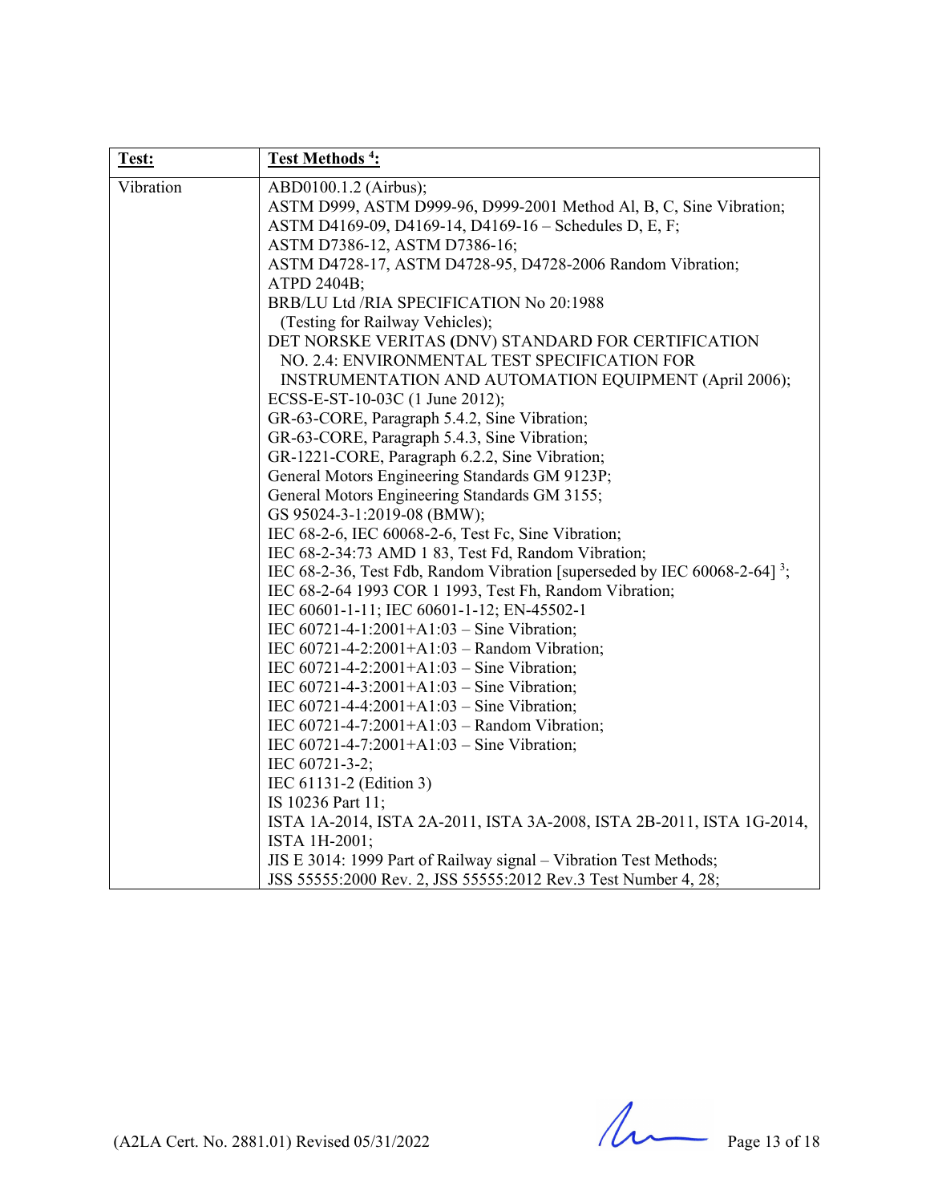| Test: | Test Methods [4]: |
|---|---|
| Vibration | ABD0100.1.2 (Airbus);<br>ASTM D999, ASTM D999-96, D999-2001 Method Al, B, C, Sine Vibration;<br>ASTM D4169-09, D4169-14, D4169-16 – Schedules D, E, F;<br>ASTM D7386-12, ASTM D7386-16;<br>ASTM D4728-17, ASTM D4728-95, D4728-2006 Random Vibration;<br>ATPD 2404B;<br>BRB/LU Ltd /RIA SPECIFICATION No 20:1988 (Testing for Railway Vehicles);<br>DET NORSKE VERITAS (DNV) STANDARD FOR CERTIFICATION NO. 2.4: ENVIRONMENTAL TEST SPECIFICATION FOR INSTRUMENTATION AND AUTOMATION EQUIPMENT (April 2006);<br>ECSS-E-ST-10-03C (1 June 2012);<br>GR-63-CORE, Paragraph 5.4.2, Sine Vibration;<br>GR-63-CORE, Paragraph 5.4.3, Sine Vibration;<br>GR-1221-CORE, Paragraph 6.2.2, Sine Vibration;<br>General Motors Engineering Standards GM 9123P;<br>General Motors Engineering Standards GM 3155;<br>GS 95024-3-1:2019-08 (BMW);<br>IEC 68-2-6, IEC 60068-2-6, Test Fc, Sine Vibration;<br>IEC 68-2-34:73 AMD 1 83, Test Fd, Random Vibration;<br>IEC 68-2-36, Test Fdb, Random Vibration [superseded by IEC 60068-2-64] [3];<br>IEC 68-2-64 1993 COR 1 1993, Test Fh, Random Vibration;<br>IEC 60601-1-11; IEC 60601-1-12; EN-45502-1<br>IEC 60721-4-1:2001+A1:03 – Sine Vibration;<br>IEC 60721-4-2:2001+A1:03 – Random Vibration;<br>IEC 60721-4-2:2001+A1:03 – Sine Vibration;<br>IEC 60721-4-3:2001+A1:03 – Sine Vibration;<br>IEC 60721-4-4:2001+A1:03 – Sine Vibration;<br>IEC 60721-4-7:2001+A1:03 – Random Vibration;<br>IEC 60721-4-7:2001+A1:03 – Sine Vibration;<br>IEC 60721-3-2;<br>IEC 61131-2 (Edition 3)<br>IS 10236 Part 11;<br>ISTA 1A-2014, ISTA 2A-2011, ISTA 3A-2008, ISTA 2B-2011, ISTA 1G-2014, ISTA 1H-2001;<br>JIS E 3014: 1999 Part of Railway signal – Vibration Test Methods;<br>JSS 55555:2000 Rev. 2, JSS 55555:2012 Rev.3 Test Number 4, 28; |

(A2LA Cert. No. 2881.01) Revised 05/31/2022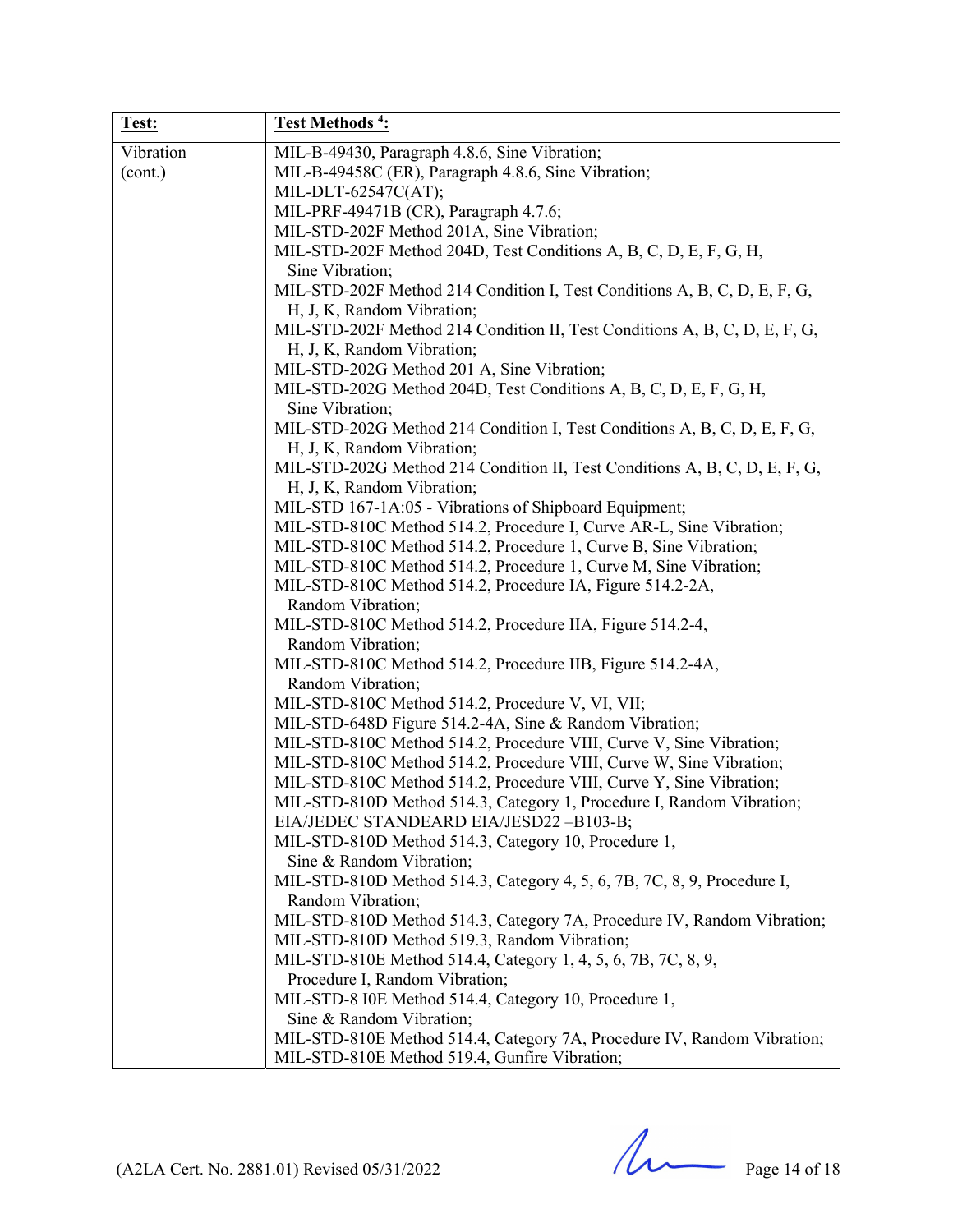| Test: | Test Methods [4]: |
|---|---|
| Vibration (cont.) | MIL-B-49430, Paragraph 4.8.6, Sine Vibration;<br>MIL-B-49458C (ER), Paragraph 4.8.6, Sine Vibration;<br>MIL-DLT-62547C(AT);<br>MIL-PRF-49471B (CR), Paragraph 4.7.6;<br>MIL-STD-202F Method 201A, Sine Vibration;<br>MIL-STD-202F Method 204D, Test Conditions A, B, C, D, E, F, G, H, Sine Vibration;<br>MIL-STD-202F Method 214 Condition I, Test Conditions A, B, C, D, E, F, G, H, J, K, Random Vibration;<br>MIL-STD-202F Method 214 Condition II, Test Conditions A, B, C, D, E, F, G, H, J, K, Random Vibration;<br>MIL-STD-202G Method 201 A, Sine Vibration;<br>MIL-STD-202G Method 204D, Test Conditions A, B, C, D, E, F, G, H, Sine Vibration;<br>MIL-STD-202G Method 214 Condition I, Test Conditions A, B, C, D, E, F, G, H, J, K, Random Vibration;<br>MIL-STD-202G Method 214 Condition II, Test Conditions A, B, C, D, E, F, G, H, J, K, Random Vibration;<br>MIL-STD 167-1A:05 - Vibrations of Shipboard Equipment;<br>MIL-STD-810C Method 514.2, Procedure I, Curve AR-L, Sine Vibration;<br>MIL-STD-810C Method 514.2, Procedure 1, Curve B, Sine Vibration;<br>MIL-STD-810C Method 514.2, Procedure 1, Curve M, Sine Vibration;<br>MIL-STD-810C Method 514.2, Procedure IA, Figure 514.2-2A, Random Vibration;<br>MIL-STD-810C Method 514.2, Procedure IIA, Figure 514.2-4, Random Vibration;<br>MIL-STD-810C Method 514.2, Procedure IIB, Figure 514.2-4A, Random Vibration;<br>MIL-STD-810C Method 514.2, Procedure V, VI, VII;<br>MIL-STD-648D Figure 514.2-4A, Sine & Random Vibration;<br>MIL-STD-810C Method 514.2, Procedure VIII, Curve V, Sine Vibration;<br>MIL-STD-810C Method 514.2, Procedure VIII, Curve W, Sine Vibration;<br>MIL-STD-810C Method 514.2, Procedure VIII, Curve Y, Sine Vibration;<br>MIL-STD-810D Method 514.3, Category 1, Procedure I, Random Vibration;<br>EIA/JEDEC STANDEARD EIA/JESD22 –B103-B;<br>MIL-STD-810D Method 514.3, Category 10, Procedure 1, Sine & Random Vibration;<br>MIL-STD-810D Method 514.3, Category 4, 5, 6, 7B, 7C, 8, 9, Procedure I, Random Vibration;<br>MIL-STD-810D Method 514.3, Category 7A, Procedure IV, Random Vibration;<br>MIL-STD-810D Method 519.3, Random Vibration;<br>MIL-STD-810E Method 514.4, Category 1, 4, 5, 6, 7B, 7C, 8, 9, Procedure I, Random Vibration;<br>MIL-STD-8 I0E Method 514.4, Category 10, Procedure 1, Sine & Random Vibration;<br>MIL-STD-810E Method 514.4, Category 7A, Procedure IV, Random Vibration;<br>MIL-STD-810E Method 519.4, Gunfire Vibration; |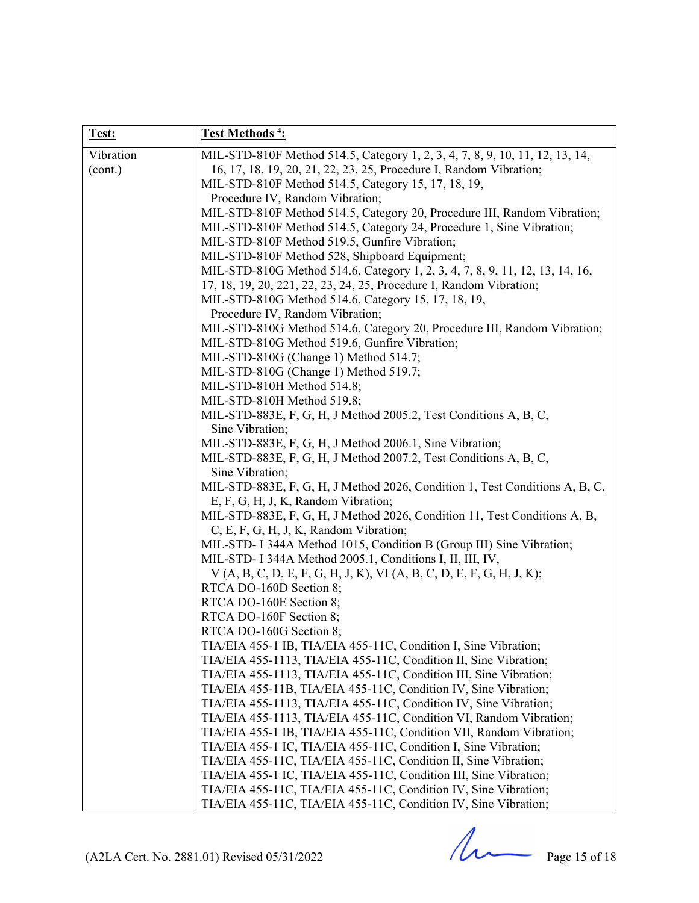| Test: | Test Methods [4]: |
|---|---|
| Vibration (cont.) | MIL-STD-810F Method 514.5, Category 1, 2, 3, 4, 7, 8, 9, 10, 11, 12, 13, 14, 16, 17, 18, 19, 20, 21, 22, 23, 25, Procedure I, Random Vibration;<br>MIL-STD-810F Method 514.5, Category 15, 17, 18, 19, Procedure IV, Random Vibration;<br>MIL-STD-810F Method 514.5, Category 20, Procedure III, Random Vibration;<br>MIL-STD-810F Method 514.5, Category 24, Procedure 1, Sine Vibration;<br>MIL-STD-810F Method 519.5, Gunfire Vibration;<br>MIL-STD-810F Method 528, Shipboard Equipment;<br>MIL-STD-810G Method 514.6, Category 1, 2, 3, 4, 7, 8, 9, 11, 12, 13, 14, 16, 17, 18, 19, 20, 221, 22, 23, 24, 25, Procedure I, Random Vibration;<br>MIL-STD-810G Method 514.6, Category 15, 17, 18, 19, Procedure IV, Random Vibration;<br>MIL-STD-810G Method 514.6, Category 20, Procedure III, Random Vibration;<br>MIL-STD-810G Method 519.6, Gunfire Vibration;<br>MIL-STD-810G (Change 1) Method 514.7;<br>MIL-STD-810G (Change 1) Method 519.7;<br>MIL-STD-810H Method 514.8;<br>MIL-STD-810H Method 519.8;<br>MIL-STD-883E, F, G, H, J Method 2005.2, Test Conditions A, B, C, Sine Vibration;<br>MIL-STD-883E, F, G, H, J Method 2006.1, Sine Vibration;<br>MIL-STD-883E, F, G, H, J Method 2007.2, Test Conditions A, B, C, Sine Vibration;<br>MIL-STD-883E, F, G, H, J Method 2026, Condition 1, Test Conditions A, B, C, E, F, G, H, J, K, Random Vibration;<br>MIL-STD-883E, F, G, H, J Method 2026, Condition 11, Test Conditions A, B, C, E, F, G, H, J, K, Random Vibration;<br>MIL-STD- I 344A Method 1015, Condition B (Group III) Sine Vibration;<br>MIL-STD- I 344A Method 2005.1, Conditions I, II, III, IV, V (A, B, C, D, E, F, G, H, J, K), VI (A, B, C, D, E, F, G, H, J, K);<br>RTCA DO-160D Section 8;<br>RTCA DO-160E Section 8;<br>RTCA DO-160F Section 8;<br>RTCA DO-160G Section 8;<br>TIA/EIA 455-1 IB, TIA/EIA 455-11C, Condition I, Sine Vibration;<br>TIA/EIA 455-1113, TIA/EIA 455-11C, Condition II, Sine Vibration;<br>TIA/EIA 455-1113, TIA/EIA 455-11C, Condition III, Sine Vibration;<br>TIA/EIA 455-11B, TIA/EIA 455-11C, Condition IV, Sine Vibration;<br>TIA/EIA 455-1113, TIA/EIA 455-11C, Condition IV, Sine Vibration;<br>TIA/EIA 455-1113, TIA/EIA 455-11C, Condition VI, Random Vibration;<br>TIA/EIA 455-1 IB, TIA/EIA 455-11C, Condition VII, Random Vibration;<br>TIA/EIA 455-1 IC, TIA/EIA 455-11C, Condition I, Sine Vibration;<br>TIA/EIA 455-11C, TIA/EIA 455-11C, Condition II, Sine Vibration;<br>TIA/EIA 455-1 IC, TIA/EIA 455-11C, Condition III, Sine Vibration;<br>TIA/EIA 455-11C, TIA/EIA 455-11C, Condition IV, Sine Vibration;<br>TIA/EIA 455-11C, TIA/EIA 455-11C, Condition IV, Sine Vibration; |

(A2LA Cert. No. 2881.01) Revised 05/31/2022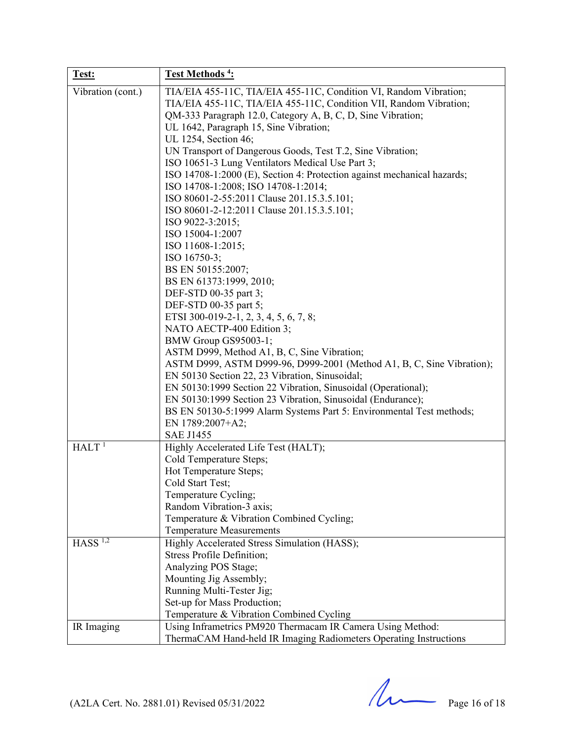| Test: | Test Methods [4]: |
|---|---|
| Vibration (cont.) | TIA/EIA 455-11C, TIA/EIA 455-11C, Condition VI, Random Vibration;<br>TIA/EIA 455-11C, TIA/EIA 455-11C, Condition VII, Random Vibration;<br>QM-333 Paragraph 12.0, Category A, B, C, D, Sine Vibration;<br>UL 1642, Paragraph 15, Sine Vibration;<br>UL 1254, Section 46;<br>UN Transport of Dangerous Goods, Test T.2, Sine Vibration;<br>ISO 10651-3 Lung Ventilators Medical Use Part 3;<br>ISO 14708-1:2000 (E), Section 4: Protection against mechanical hazards;<br>ISO 14708-1:2008; ISO 14708-1:2014;<br>ISO 80601-2-55:2011 Clause 201.15.3.5.101;<br>ISO 80601-2-12:2011 Clause 201.15.3.5.101;<br>ISO 9022-3:2015;<br>ISO 15004-1:2007<br>ISO 11608-1:2015;<br>ISO 16750-3;<br>BS EN 50155:2007;<br>BS EN 61373:1999, 2010;<br>DEF-STD 00-35 part 3;<br>DEF-STD 00-35 part 5;<br>ETSI 300-019-2-1, 2, 3, 4, 5, 6, 7, 8;<br>NATO AECTP-400 Edition 3;<br>BMW Group GS95003-1;<br>ASTM D999, Method A1, B, C, Sine Vibration;<br>ASTM D999, ASTM D999-96, D999-2001 (Method A1, B, C, Sine Vibration);<br>EN 50130 Section 22, 23 Vibration, Sinusoidal;<br>EN 50130:1999 Section 22 Vibration, Sinusoidal (Operational);<br>EN 50130:1999 Section 23 Vibration, Sinusoidal (Endurance);<br>BS EN 50130-5:1999 Alarm Systems Part 5: Environmental Test methods;<br>EN 1789:2007+A2;<br>SAE J1455 |
| HALT [1] | Highly Accelerated Life Test (HALT);<br>Cold Temperature Steps;<br>Hot Temperature Steps;<br>Cold Start Test;<br>Temperature Cycling;<br>Random Vibration-3 axis;<br>Temperature & Vibration Combined Cycling;<br>Temperature Measurements |
| HASS [1,2] | Highly Accelerated Stress Simulation (HASS);<br>Stress Profile Definition;<br>Analyzing POS Stage;<br>Mounting Jig Assembly;<br>Running Multi-Tester Jig;<br>Set-up for Mass Production;<br>Temperature & Vibration Combined Cycling |
| IR Imaging | Using Inframetrics PM920 Thermacam IR Camera Using Method:<br>ThermaCAM Hand-held IR Imaging Radiometers Operating Instructions |

(A2LA Cert. No. 2881.01) Revised 05/31/2022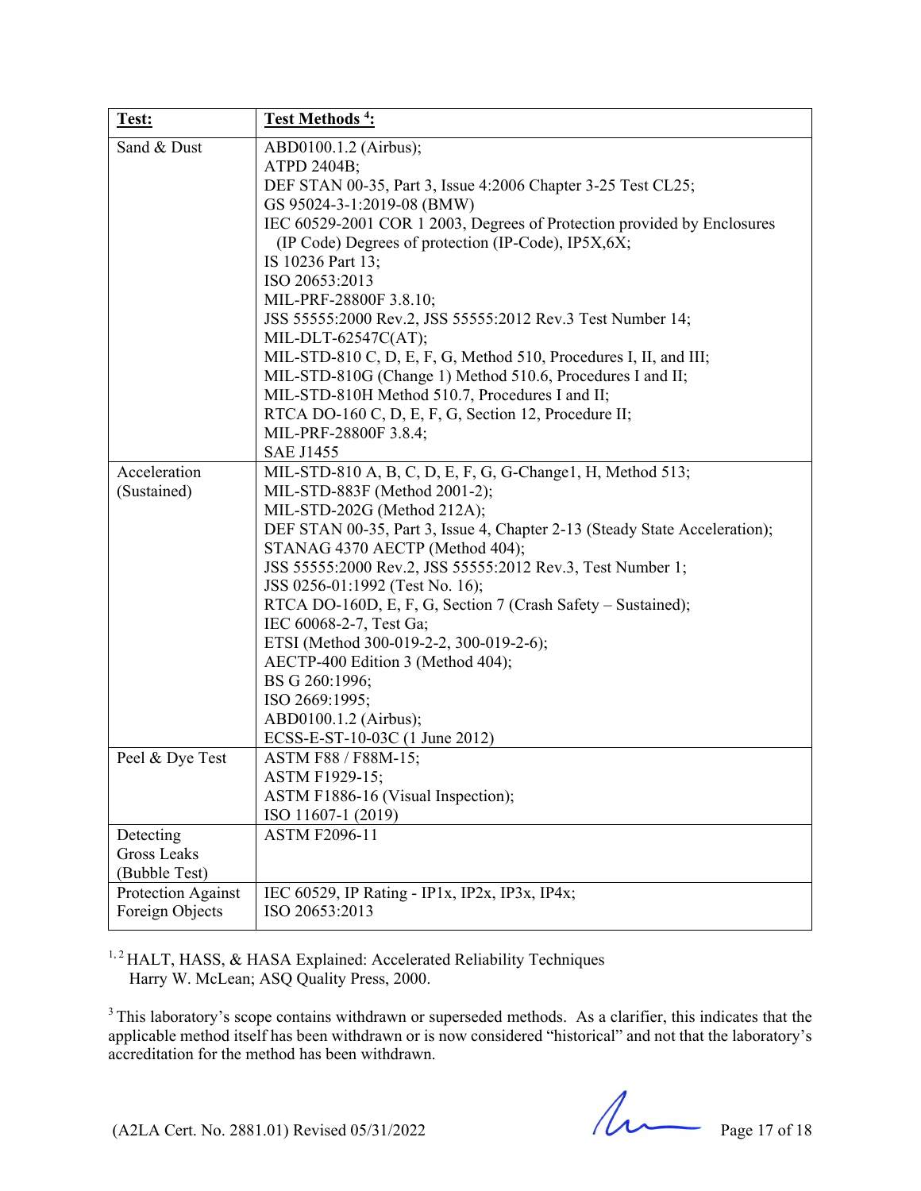| **Test:** | **Test Methods [4]:** |
|---|---|
| Sand & Dust | ABD0100.1.2 (Airbus);<br>ATPD 2404B;<br>DEF STAN 00-35, Part 3, Issue 4:2006 Chapter 3-25 Test CL25;<br>GS 95024-3-1:2019-08 (BMW)<br>IEC 60529-2001 COR 1 2003, Degrees of Protection provided by Enclosures (IP Code) Degrees of protection (IP-Code), IP5X,6X;<br>IS 10236 Part 13;<br>ISO 20653:2013<br>MIL-PRF-28800F 3.8.10;<br>JSS 55555:2000 Rev.2, JSS 55555:2012 Rev.3 Test Number 14;<br>MIL-DLT-62547C(AT);<br>MIL-STD-810 C, D, E, F, G, Method 510, Procedures I, II, and III;<br>MIL-STD-810G (Change 1) Method 510.6, Procedures I and II;<br>MIL-STD-810H Method 510.7, Procedures I and II;<br>RTCA DO-160 C, D, E, F, G, Section 12, Procedure II;<br>MIL-PRF-28800F 3.8.4;<br>SAE J1455 |
| Acceleration (Sustained) | MIL-STD-810 A, B, C, D, E, F, G, G-Change1, H, Method 513;<br>MIL-STD-883F (Method 2001-2);<br>MIL-STD-202G (Method 212A);<br>DEF STAN 00-35, Part 3, Issue 4, Chapter 2-13 (Steady State Acceleration);<br>STANAG 4370 AECTP (Method 404);<br>JSS 55555:2000 Rev.2, JSS 55555:2012 Rev.3, Test Number 1;<br>JSS 0256-01:1992 (Test No. 16);<br>RTCA DO-160D, E, F, G, Section 7 (Crash Safety – Sustained);<br>IEC 60068-2-7, Test Ga;<br>ETSI (Method 300-019-2-2, 300-019-2-6);<br>AECTP-400 Edition 3 (Method 404);<br>BS G 260:1996;<br>ISO 2669:1995;<br>ABD0100.1.2 (Airbus);<br>ECSS-E-ST-10-03C (1 June 2012) |
| Peel & Dye Test | ASTM F88 / F88M-15;<br>ASTM F1929-15;<br>ASTM F1886-16 (Visual Inspection);<br>ISO 11607-1 (2019) |
| Detecting Gross Leaks (Bubble Test) | ASTM F2096-11 |
| Protection Against Foreign Objects | IEC 60529, IP Rating - IP1x, IP2x, IP3x, IP4x;<br>ISO 20653:2013 |

[1, 2] HALT, HASS, & HASA Explained: Accelerated Reliability Techniques
Harry W. McLean; ASQ Quality Press, 2000.

[3] This laboratory's scope contains withdrawn or superseded methods. As a clarifier, this indicates that the applicable method itself has been withdrawn or is now considered "historical" and not that the laboratory's accreditation for the method has been withdrawn.

(A2LA Cert. No. 2881.01) Revised 05/31/2022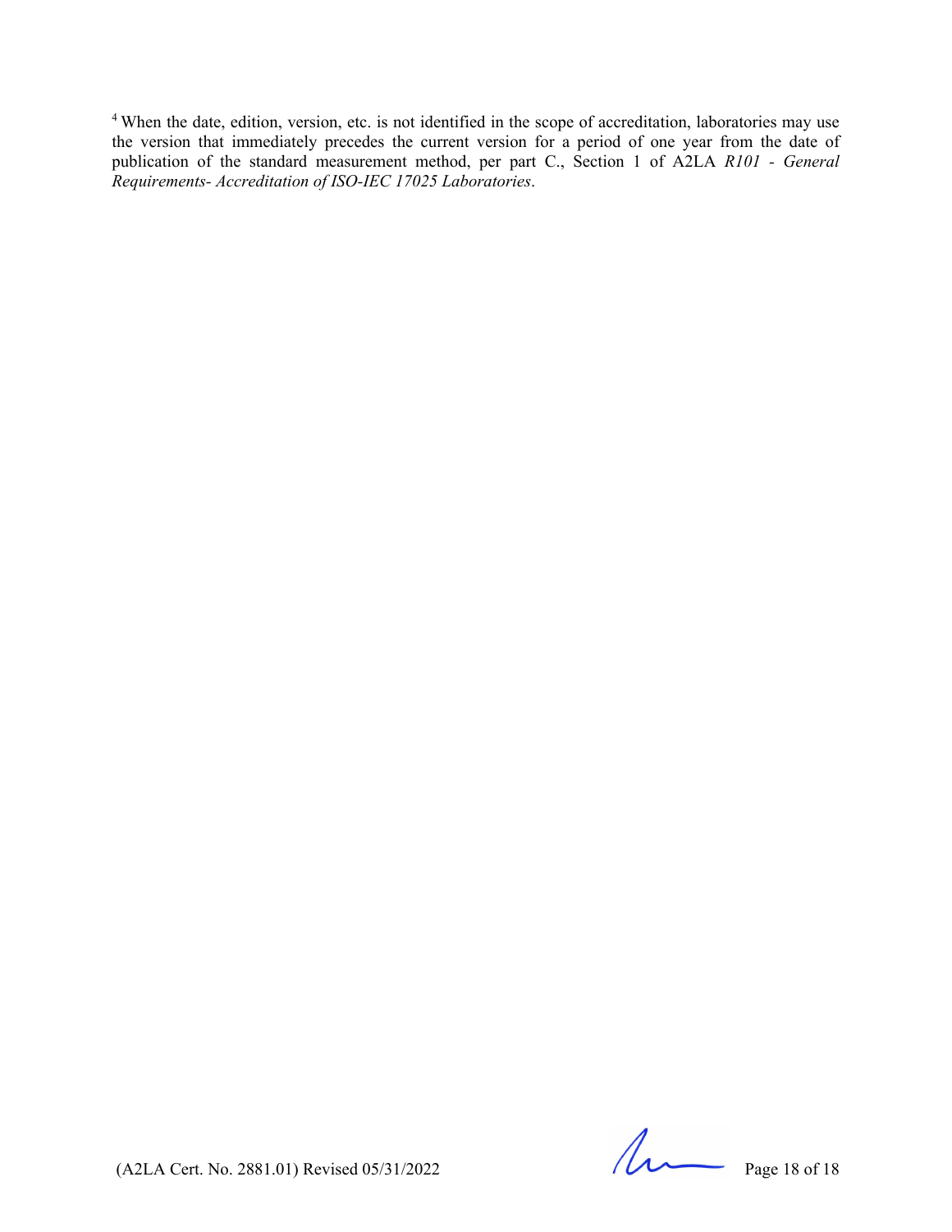[4] When the date, edition, version, etc. is not identified in the scope of accreditation, laboratories may use the version that immediately precedes the current version for a period of one year from the date of publication of the standard measurement method, per part C., Section 1 of A2LA *R101 - General Requirements- Accreditation of ISO-IEC 17025 Laboratories*.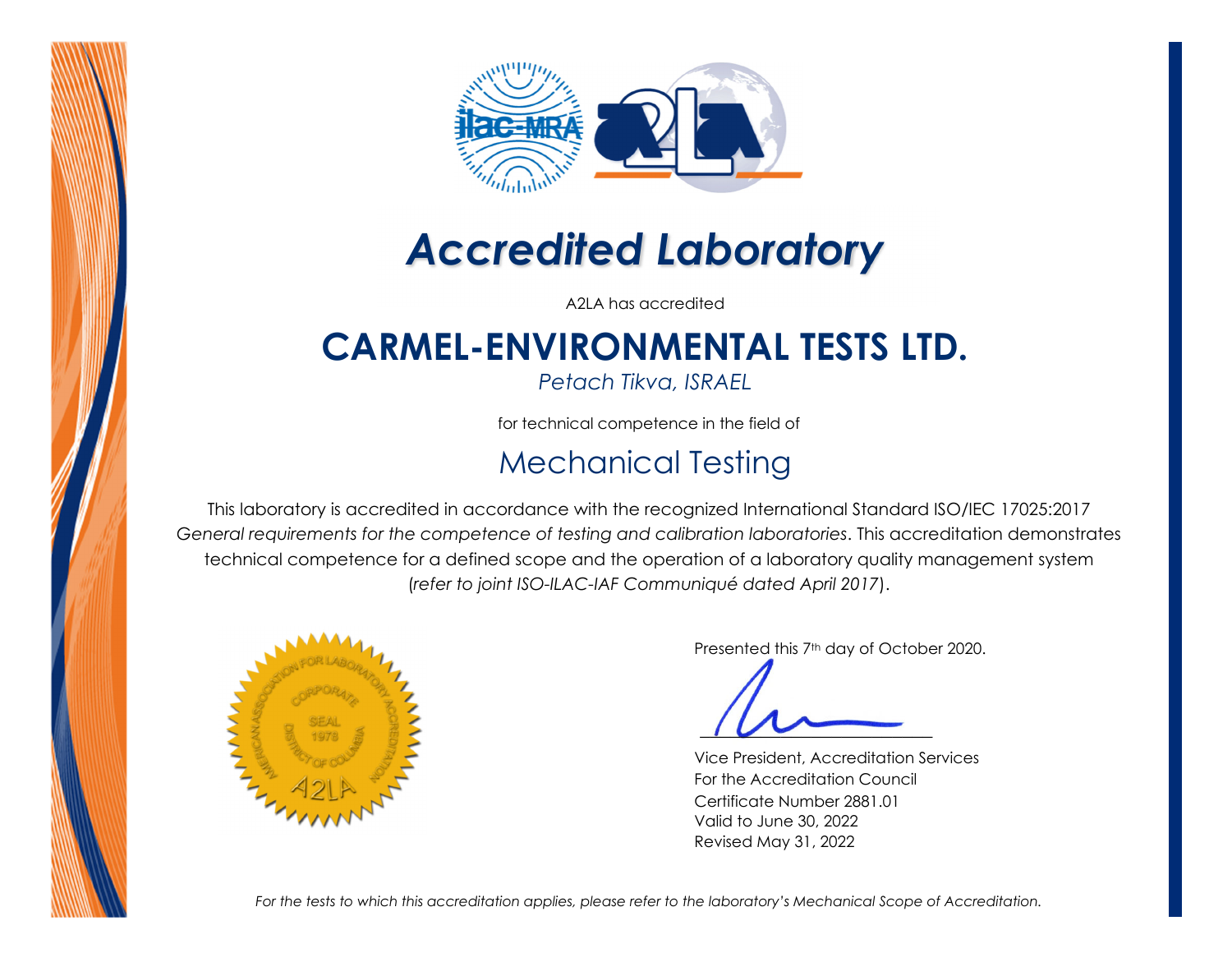# Accredited Laboratory

A2LA has accredited

## CARMEL-ENVIRONMENTAL TESTS LTD.

*Petach Tikva, ISRAEL*

for technical competence in the field of

## Mechanical Testing

This laboratory is accredited in accordance with the recognized International Standard ISO/IEC 17025:2017 *General requirements for the competence of testing and calibration laboratories*. This accreditation demonstrates technical competence for a defined scope and the operation of a laboratory quality management system (*refer to joint ISO-ILAC-IAF Communiqué dated April 2017*).

Presented this 7th day of October 2020.

Vice President, Accreditation Services
For the Accreditation Council
Certificate Number 2881.01
Valid to June 30, 2022
Revised May 31, 2022

*For the tests to which this accreditation applies, please refer to the laboratory's Mechanical Scope of Accreditation.*